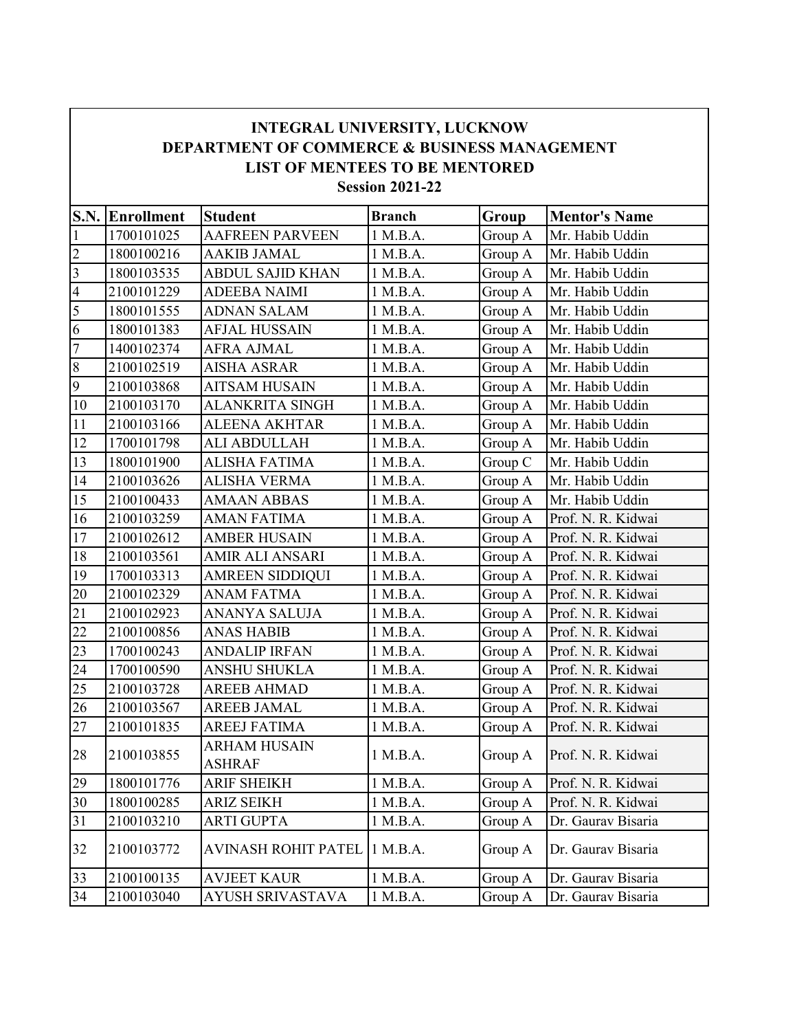# INTEGRAL UNIVERSITY, LUCKNOW
## DEPARTMENT OF COMMERCE & BUSINESS MANAGEMENT
## LIST OF MENTEES TO BE MENTORED
### Session 2021-22

| S.N. | Enrollment | Student | Branch | Group | Mentor's Name |
|---|---|---|---|---|---|
| 1 | 1700101025 | AAFREEN PARVEEN | 1 M.B.A. | Group A | Mr. Habib Uddin |
| 2 | 1800100216 | AAKIB JAMAL | 1 M.B.A. | Group A | Mr. Habib Uddin |
| 3 | 1800103535 | ABDUL SAJID KHAN | 1 M.B.A. | Group A | Mr. Habib Uddin |
| 4 | 2100101229 | ADEEBA NAIMI | 1 M.B.A. | Group A | Mr. Habib Uddin |
| 5 | 1800101555 | ADNAN SALAM | 1 M.B.A. | Group A | Mr. Habib Uddin |
| 6 | 1800101383 | AFJAL HUSSAIN | 1 M.B.A. | Group A | Mr. Habib Uddin |
| 7 | 1400102374 | AFRA AJMAL | 1 M.B.A. | Group A | Mr. Habib Uddin |
| 8 | 2100102519 | AISHA ASRAR | 1 M.B.A. | Group A | Mr. Habib Uddin |
| 9 | 2100103868 | AITSAM HUSAIN | 1 M.B.A. | Group A | Mr. Habib Uddin |
| 10 | 2100103170 | ALANKRITA SINGH | 1 M.B.A. | Group A | Mr. Habib Uddin |
| 11 | 2100103166 | ALEENA AKHTAR | 1 M.B.A. | Group A | Mr. Habib Uddin |
| 12 | 1700101798 | ALI ABDULLAH | 1 M.B.A. | Group A | Mr. Habib Uddin |
| 13 | 1800101900 | ALISHA FATIMA | 1 M.B.A. | Group C | Mr. Habib Uddin |
| 14 | 2100103626 | ALISHA VERMA | 1 M.B.A. | Group A | Mr. Habib Uddin |
| 15 | 2100100433 | AMAAN ABBAS | 1 M.B.A. | Group A | Mr. Habib Uddin |
| 16 | 2100103259 | AMAN FATIMA | 1 M.B.A. | Group A | Prof. N. R. Kidwai |
| 17 | 2100102612 | AMBER HUSAIN | 1 M.B.A. | Group A | Prof. N. R. Kidwai |
| 18 | 2100103561 | AMIR ALI ANSARI | 1 M.B.A. | Group A | Prof. N. R. Kidwai |
| 19 | 1700103313 | AMREEN SIDDIQUI | 1 M.B.A. | Group A | Prof. N. R. Kidwai |
| 20 | 2100102329 | ANAM FATMA | 1 M.B.A. | Group A | Prof. N. R. Kidwai |
| 21 | 2100102923 | ANANYA SALUJA | 1 M.B.A. | Group A | Prof. N. R. Kidwai |
| 22 | 2100100856 | ANAS HABIB | 1 M.B.A. | Group A | Prof. N. R. Kidwai |
| 23 | 1700100243 | ANDALIP IRFAN | 1 M.B.A. | Group A | Prof. N. R. Kidwai |
| 24 | 1700100590 | ANSHU SHUKLA | 1 M.B.A. | Group A | Prof. N. R. Kidwai |
| 25 | 2100103728 | AREEB AHMAD | 1 M.B.A. | Group A | Prof. N. R. Kidwai |
| 26 | 2100103567 | AREEB JAMAL | 1 M.B.A. | Group A | Prof. N. R. Kidwai |
| 27 | 2100101835 | AREEJ FATIMA | 1 M.B.A. | Group A | Prof. N. R. Kidwai |
| 28 | 2100103855 | ARHAM HUSAIN ASHRAF | 1 M.B.A. | Group A | Prof. N. R. Kidwai |
| 29 | 1800101776 | ARIF SHEIKH | 1 M.B.A. | Group A | Prof. N. R. Kidwai |
| 30 | 1800100285 | ARIZ SEIKH | 1 M.B.A. | Group A | Prof. N. R. Kidwai |
| 31 | 2100103210 | ARTI GUPTA | 1 M.B.A. | Group A | Dr. Gaurav Bisaria |
| 32 | 2100103772 | AVINASH ROHIT PATEL | 1 M.B.A. | Group A | Dr. Gaurav Bisaria |
| 33 | 2100100135 | AVJEET KAUR | 1 M.B.A. | Group A | Dr. Gaurav Bisaria |
| 34 | 2100103040 | AYUSH SRIVASTAVA | 1 M.B.A. | Group A | Dr. Gaurav Bisaria |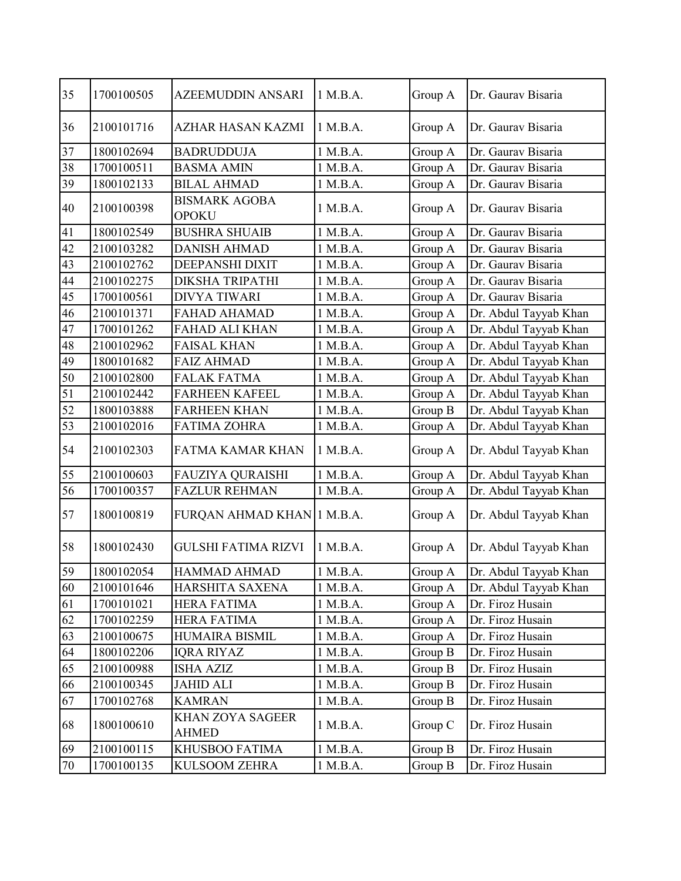| | | | | | |
|---|---|---|---|---|---|
| 35 | 1700100505 | AZEEMUDDIN ANSARI | 1 M.B.A. | Group A | Dr. Gaurav Bisaria |
| 36 | 2100101716 | AZHAR HASAN KAZMI | 1 M.B.A. | Group A | Dr. Gaurav Bisaria |
| 37 | 1800102694 | BADRUDDUJA | 1 M.B.A. | Group A | Dr. Gaurav Bisaria |
| 38 | 1700100511 | BASMA AMIN | 1 M.B.A. | Group A | Dr. Gaurav Bisaria |
| 39 | 1800102133 | BILAL AHMAD | 1 M.B.A. | Group A | Dr. Gaurav Bisaria |
| 40 | 2100100398 | BISMARK AGOBA OPOKU | 1 M.B.A. | Group A | Dr. Gaurav Bisaria |
| 41 | 1800102549 | BUSHRA SHUAIB | 1 M.B.A. | Group A | Dr. Gaurav Bisaria |
| 42 | 2100103282 | DANISH AHMAD | 1 M.B.A. | Group A | Dr. Gaurav Bisaria |
| 43 | 2100102762 | DEEPANSHI DIXIT | 1 M.B.A. | Group A | Dr. Gaurav Bisaria |
| 44 | 2100102275 | DIKSHA TRIPATHI | 1 M.B.A. | Group A | Dr. Gaurav Bisaria |
| 45 | 1700100561 | DIVYA TIWARI | 1 M.B.A. | Group A | Dr. Gaurav Bisaria |
| 46 | 2100101371 | FAHAD AHAMAD | 1 M.B.A. | Group A | Dr. Abdul Tayyab Khan |
| 47 | 1700101262 | FAHAD ALI KHAN | 1 M.B.A. | Group A | Dr. Abdul Tayyab Khan |
| 48 | 2100102962 | FAISAL KHAN | 1 M.B.A. | Group A | Dr. Abdul Tayyab Khan |
| 49 | 1800101682 | FAIZ AHMAD | 1 M.B.A. | Group A | Dr. Abdul Tayyab Khan |
| 50 | 2100102800 | FALAK FATMA | 1 M.B.A. | Group A | Dr. Abdul Tayyab Khan |
| 51 | 2100102442 | FARHEEN KAFEEL | 1 M.B.A. | Group A | Dr. Abdul Tayyab Khan |
| 52 | 1800103888 | FARHEEN KHAN | 1 M.B.A. | Group B | Dr. Abdul Tayyab Khan |
| 53 | 2100102016 | FATIMA ZOHRA | 1 M.B.A. | Group A | Dr. Abdul Tayyab Khan |
| 54 | 2100102303 | FATMA KAMAR KHAN | 1 M.B.A. | Group A | Dr. Abdul Tayyab Khan |
| 55 | 2100100603 | FAUZIYA QURAISHI | 1 M.B.A. | Group A | Dr. Abdul Tayyab Khan |
| 56 | 1700100357 | FAZLUR REHMAN | 1 M.B.A. | Group A | Dr. Abdul Tayyab Khan |
| 57 | 1800100819 | FURQAN AHMAD KHAN | 1 M.B.A. | Group A | Dr. Abdul Tayyab Khan |
| 58 | 1800102430 | GULSHI FATIMA RIZVI | 1 M.B.A. | Group A | Dr. Abdul Tayyab Khan |
| 59 | 1800102054 | HAMMAD AHMAD | 1 M.B.A. | Group A | Dr. Abdul Tayyab Khan |
| 60 | 2100101646 | HARSHITA SAXENA | 1 M.B.A. | Group A | Dr. Abdul Tayyab Khan |
| 61 | 1700101021 | HERA FATIMA | 1 M.B.A. | Group A | Dr. Firoz Husain |
| 62 | 1700102259 | HERA FATIMA | 1 M.B.A. | Group A | Dr. Firoz Husain |
| 63 | 2100100675 | HUMAIRA BISMIL | 1 M.B.A. | Group A | Dr. Firoz Husain |
| 64 | 1800102206 | IQRA RIYAZ | 1 M.B.A. | Group B | Dr. Firoz Husain |
| 65 | 2100100988 | ISHA AZIZ | 1 M.B.A. | Group B | Dr. Firoz Husain |
| 66 | 2100100345 | JAHID ALI | 1 M.B.A. | Group B | Dr. Firoz Husain |
| 67 | 1700102768 | KAMRAN | 1 M.B.A. | Group B | Dr. Firoz Husain |
| 68 | 1800100610 | KHAN ZOYA SAGEER AHMED | 1 M.B.A. | Group C | Dr. Firoz Husain |
| 69 | 2100100115 | KHUSBOO FATIMA | 1 M.B.A. | Group B | Dr. Firoz Husain |
| 70 | 1700100135 | KULSOOM ZEHRA | 1 M.B.A. | Group B | Dr. Firoz Husain |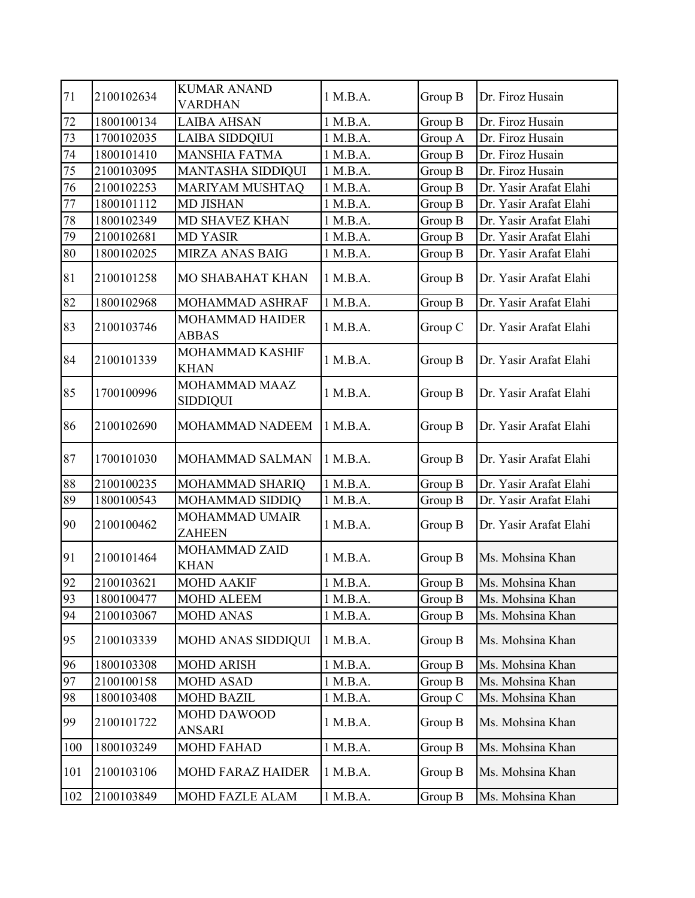| 71 | 2100102634 | KUMAR ANAND VARDHAN | 1 M.B.A. | Group B | Dr. Firoz Husain |
|---|---|---|---|---|---|
| 72 | 1800100134 | LAIBA AHSAN | 1 M.B.A. | Group B | Dr. Firoz Husain |
| 73 | 1700102035 | LAIBA SIDDQIUI | 1 M.B.A. | Group A | Dr. Firoz Husain |
| 74 | 1800101410 | MANSHIA FATMA | 1 M.B.A. | Group B | Dr. Firoz Husain |
| 75 | 2100103095 | MANTASHA SIDDIQUI | 1 M.B.A. | Group B | Dr. Firoz Husain |
| 76 | 2100102253 | MARIYAM MUSHTAQ | 1 M.B.A. | Group B | Dr. Yasir Arafat Elahi |
| 77 | 1800101112 | MD JISHAN | 1 M.B.A. | Group B | Dr. Yasir Arafat Elahi |
| 78 | 1800102349 | MD SHAVEZ KHAN | 1 M.B.A. | Group B | Dr. Yasir Arafat Elahi |
| 79 | 2100102681 | MD YASIR | 1 M.B.A. | Group B | Dr. Yasir Arafat Elahi |
| 80 | 1800102025 | MIRZA ANAS BAIG | 1 M.B.A. | Group B | Dr. Yasir Arafat Elahi |
| 81 | 2100101258 | MO SHABAHAT KHAN | 1 M.B.A. | Group B | Dr. Yasir Arafat Elahi |
| 82 | 1800102968 | MOHAMMAD ASHRAF | 1 M.B.A. | Group B | Dr. Yasir Arafat Elahi |
| 83 | 2100103746 | MOHAMMAD HAIDER ABBAS | 1 M.B.A. | Group C | Dr. Yasir Arafat Elahi |
| 84 | 2100101339 | MOHAMMAD KASHIF KHAN | 1 M.B.A. | Group B | Dr. Yasir Arafat Elahi |
| 85 | 1700100996 | MOHAMMAD MAAZ SIDDIQUI | 1 M.B.A. | Group B | Dr. Yasir Arafat Elahi |
| 86 | 2100102690 | MOHAMMAD NADEEM | 1 M.B.A. | Group B | Dr. Yasir Arafat Elahi |
| 87 | 1700101030 | MOHAMMAD SALMAN | 1 M.B.A. | Group B | Dr. Yasir Arafat Elahi |
| 88 | 2100100235 | MOHAMMAD SHARIQ | 1 M.B.A. | Group B | Dr. Yasir Arafat Elahi |
| 89 | 1800100543 | MOHAMMAD SIDDIQ | 1 M.B.A. | Group B | Dr. Yasir Arafat Elahi |
| 90 | 2100100462 | MOHAMMAD UMAIR ZAHEEN | 1 M.B.A. | Group B | Dr. Yasir Arafat Elahi |
| 91 | 2100101464 | MOHAMMAD ZAID KHAN | 1 M.B.A. | Group B | Ms. Mohsina Khan |
| 92 | 2100103621 | MOHD AAKIF | 1 M.B.A. | Group B | Ms. Mohsina Khan |
| 93 | 1800100477 | MOHD ALEEM | 1 M.B.A. | Group B | Ms. Mohsina Khan |
| 94 | 2100103067 | MOHD ANAS | 1 M.B.A. | Group B | Ms. Mohsina Khan |
| 95 | 2100103339 | MOHD ANAS SIDDIQUI | 1 M.B.A. | Group B | Ms. Mohsina Khan |
| 96 | 1800103308 | MOHD ARISH | 1 M.B.A. | Group B | Ms. Mohsina Khan |
| 97 | 2100100158 | MOHD ASAD | 1 M.B.A. | Group B | Ms. Mohsina Khan |
| 98 | 1800103408 | MOHD BAZIL | 1 M.B.A. | Group C | Ms. Mohsina Khan |
| 99 | 2100101722 | MOHD DAWOOD ANSARI | 1 M.B.A. | Group B | Ms. Mohsina Khan |
| 100 | 1800103249 | MOHD FAHAD | 1 M.B.A. | Group B | Ms. Mohsina Khan |
| 101 | 2100103106 | MOHD FARAZ HAIDER | 1 M.B.A. | Group B | Ms. Mohsina Khan |
| 102 | 2100103849 | MOHD FAZLE ALAM | 1 M.B.A. | Group B | Ms. Mohsina Khan |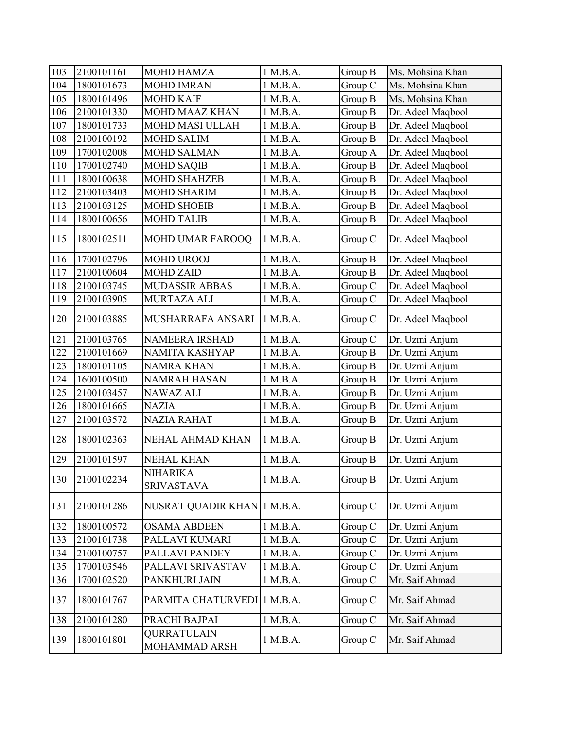| 103 | 2100101161 | MOHD HAMZA | 1 M.B.A. | Group B | Ms. Mohsina Khan |
|---|---|---|---|---|---|
| 104 | 1800101673 | MOHD IMRAN | 1 M.B.A. | Group C | Ms. Mohsina Khan |
| 105 | 1800101496 | MOHD KAIF | 1 M.B.A. | Group B | Ms. Mohsina Khan |
| 106 | 2100101330 | MOHD MAAZ KHAN | 1 M.B.A. | Group B | Dr. Adeel Maqbool |
| 107 | 1800101733 | MOHD MASI ULLAH | 1 M.B.A. | Group B | Dr. Adeel Maqbool |
| 108 | 2100100192 | MOHD SALIM | 1 M.B.A. | Group B | Dr. Adeel Maqbool |
| 109 | 1700102008 | MOHD SALMAN | 1 M.B.A. | Group A | Dr. Adeel Maqbool |
| 110 | 1700102740 | MOHD SAQIB | 1 M.B.A. | Group B | Dr. Adeel Maqbool |
| 111 | 1800100638 | MOHD SHAHZEB | 1 M.B.A. | Group B | Dr. Adeel Maqbool |
| 112 | 2100103403 | MOHD SHARIM | 1 M.B.A. | Group B | Dr. Adeel Maqbool |
| 113 | 2100103125 | MOHD SHOEIB | 1 M.B.A. | Group B | Dr. Adeel Maqbool |
| 114 | 1800100656 | MOHD TALIB | 1 M.B.A. | Group B | Dr. Adeel Maqbool |
| 115 | 1800102511 | MOHD UMAR FAROOQ | 1 M.B.A. | Group C | Dr. Adeel Maqbool |
| 116 | 1700102796 | MOHD UROOJ | 1 M.B.A. | Group B | Dr. Adeel Maqbool |
| 117 | 2100100604 | MOHD ZAID | 1 M.B.A. | Group B | Dr. Adeel Maqbool |
| 118 | 2100103745 | MUDASSIR ABBAS | 1 M.B.A. | Group C | Dr. Adeel Maqbool |
| 119 | 2100103905 | MURTAZA ALI | 1 M.B.A. | Group C | Dr. Adeel Maqbool |
| 120 | 2100103885 | MUSHARRAFA ANSARI | 1 M.B.A. | Group C | Dr. Adeel Maqbool |
| 121 | 2100103765 | NAMEERA IRSHAD | 1 M.B.A. | Group C | Dr. Uzmi Anjum |
| 122 | 2100101669 | NAMITA KASHYAP | 1 M.B.A. | Group B | Dr. Uzmi Anjum |
| 123 | 1800101105 | NAMRA KHAN | 1 M.B.A. | Group B | Dr. Uzmi Anjum |
| 124 | 1600100500 | NAMRAH HASAN | 1 M.B.A. | Group B | Dr. Uzmi Anjum |
| 125 | 2100103457 | NAWAZ ALI | 1 M.B.A. | Group B | Dr. Uzmi Anjum |
| 126 | 1800101665 | NAZIA | 1 M.B.A. | Group B | Dr. Uzmi Anjum |
| 127 | 2100103572 | NAZIA RAHAT | 1 M.B.A. | Group B | Dr. Uzmi Anjum |
| 128 | 1800102363 | NEHAL AHMAD KHAN | 1 M.B.A. | Group B | Dr. Uzmi Anjum |
| 129 | 2100101597 | NEHAL KHAN | 1 M.B.A. | Group B | Dr. Uzmi Anjum |
| 130 | 2100102234 | NIHARIKA SRIVASTAVA | 1 M.B.A. | Group B | Dr. Uzmi Anjum |
| 131 | 2100101286 | NUSRAT QUADIR KHAN | 1 M.B.A. | Group C | Dr. Uzmi Anjum |
| 132 | 1800100572 | OSAMA ABDEEN | 1 M.B.A. | Group C | Dr. Uzmi Anjum |
| 133 | 2100101738 | PALLAVI KUMARI | 1 M.B.A. | Group C | Dr. Uzmi Anjum |
| 134 | 2100100757 | PALLAVI PANDEY | 1 M.B.A. | Group C | Dr. Uzmi Anjum |
| 135 | 1700103546 | PALLAVI SRIVASTAV | 1 M.B.A. | Group C | Dr. Uzmi Anjum |
| 136 | 1700102520 | PANKHURI JAIN | 1 M.B.A. | Group C | Mr. Saif Ahmad |
| 137 | 1800101767 | PARMITA CHATURVEDI | 1 M.B.A. | Group C | Mr. Saif Ahmad |
| 138 | 2100101280 | PRACHI BAJPAI | 1 M.B.A. | Group C | Mr. Saif Ahmad |
| 139 | 1800101801 | QURRATULAIN MOHAMMAD ARSH | 1 M.B.A. | Group C | Mr. Saif Ahmad |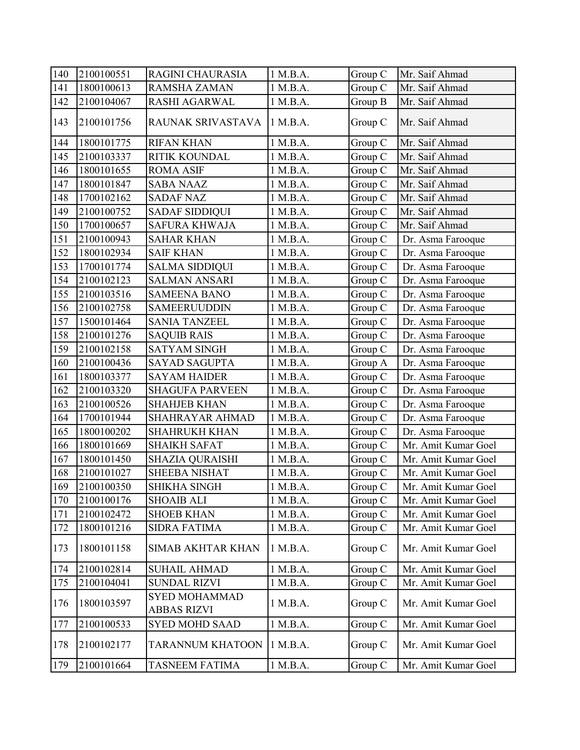| 140 | 2100100551 | RAGINI CHAURASIA | 1 M.B.A. | Group C | Mr. Saif Ahmad |
|---|---|---|---|---|---|
| 141 | 1800100613 | RAMSHA ZAMAN | 1 M.B.A. | Group C | Mr. Saif Ahmad |
| 142 | 2100104067 | RASHI AGARWAL | 1 M.B.A. | Group B | Mr. Saif Ahmad |
| 143 | 2100101756 | RAUNAK SRIVASTAVA | 1 M.B.A. | Group C | Mr. Saif Ahmad |
| 144 | 1800101775 | RIFAN KHAN | 1 M.B.A. | Group C | Mr. Saif Ahmad |
| 145 | 2100103337 | RITIK KOUNDAL | 1 M.B.A. | Group C | Mr. Saif Ahmad |
| 146 | 1800101655 | ROMA ASIF | 1 M.B.A. | Group C | Mr. Saif Ahmad |
| 147 | 1800101847 | SABA NAAZ | 1 M.B.A. | Group C | Mr. Saif Ahmad |
| 148 | 1700102162 | SADAF NAZ | 1 M.B.A. | Group C | Mr. Saif Ahmad |
| 149 | 2100100752 | SADAF SIDDIQUI | 1 M.B.A. | Group C | Mr. Saif Ahmad |
| 150 | 1700100657 | SAFURA KHWAJA | 1 M.B.A. | Group C | Mr. Saif Ahmad |
| 151 | 2100100943 | SAHAR KHAN | 1 M.B.A. | Group C | Dr. Asma Farooque |
| 152 | 1800102934 | SAIF KHAN | 1 M.B.A. | Group C | Dr. Asma Farooque |
| 153 | 1700101774 | SALMA SIDDIQUI | 1 M.B.A. | Group C | Dr. Asma Farooque |
| 154 | 2100102123 | SALMAN ANSARI | 1 M.B.A. | Group C | Dr. Asma Farooque |
| 155 | 2100103516 | SAMEENA BANO | 1 M.B.A. | Group C | Dr. Asma Farooque |
| 156 | 2100102758 | SAMEERUUDDIN | 1 M.B.A. | Group C | Dr. Asma Farooque |
| 157 | 1500101464 | SANIA TANZEEL | 1 M.B.A. | Group C | Dr. Asma Farooque |
| 158 | 2100101276 | SAQUIB RAIS | 1 M.B.A. | Group C | Dr. Asma Farooque |
| 159 | 2100102158 | SATYAM SINGH | 1 M.B.A. | Group C | Dr. Asma Farooque |
| 160 | 2100100436 | SAYAD SAGUPTA | 1 M.B.A. | Group A | Dr. Asma Farooque |
| 161 | 1800103377 | SAYAM HAIDER | 1 M.B.A. | Group C | Dr. Asma Farooque |
| 162 | 2100103320 | SHAGUFA PARVEEN | 1 M.B.A. | Group C | Dr. Asma Farooque |
| 163 | 2100100526 | SHAHJEB KHAN | 1 M.B.A. | Group C | Dr. Asma Farooque |
| 164 | 1700101944 | SHAHRAYAR AHMAD | 1 M.B.A. | Group C | Dr. Asma Farooque |
| 165 | 1800100202 | SHAHRUKH KHAN | 1 M.B.A. | Group C | Dr. Asma Farooque |
| 166 | 1800101669 | SHAIKH SAFAT | 1 M.B.A. | Group C | Mr. Amit Kumar Goel |
| 167 | 1800101450 | SHAZIA QURAISHI | 1 M.B.A. | Group C | Mr. Amit Kumar Goel |
| 168 | 2100101027 | SHEEBA NISHAT | 1 M.B.A. | Group C | Mr. Amit Kumar Goel |
| 169 | 2100100350 | SHIKHA SINGH | 1 M.B.A. | Group C | Mr. Amit Kumar Goel |
| 170 | 2100100176 | SHOAIB ALI | 1 M.B.A. | Group C | Mr. Amit Kumar Goel |
| 171 | 2100102472 | SHOEB KHAN | 1 M.B.A. | Group C | Mr. Amit Kumar Goel |
| 172 | 1800101216 | SIDRA FATIMA | 1 M.B.A. | Group C | Mr. Amit Kumar Goel |
| 173 | 1800101158 | SIMAB AKHTAR KHAN | 1 M.B.A. | Group C | Mr. Amit Kumar Goel |
| 174 | 2100102814 | SUHAIL AHMAD | 1 M.B.A. | Group C | Mr. Amit Kumar Goel |
| 175 | 2100104041 | SUNDAL RIZVI | 1 M.B.A. | Group C | Mr. Amit Kumar Goel |
| 176 | 1800103597 | SYED MOHAMMAD ABBAS RIZVI | 1 M.B.A. | Group C | Mr. Amit Kumar Goel |
| 177 | 2100100533 | SYED MOHD SAAD | 1 M.B.A. | Group C | Mr. Amit Kumar Goel |
| 178 | 2100102177 | TARANNUM KHATOON | 1 M.B.A. | Group C | Mr. Amit Kumar Goel |
| 179 | 2100101664 | TASNEEM FATIMA | 1 M.B.A. | Group C | Mr. Amit Kumar Goel |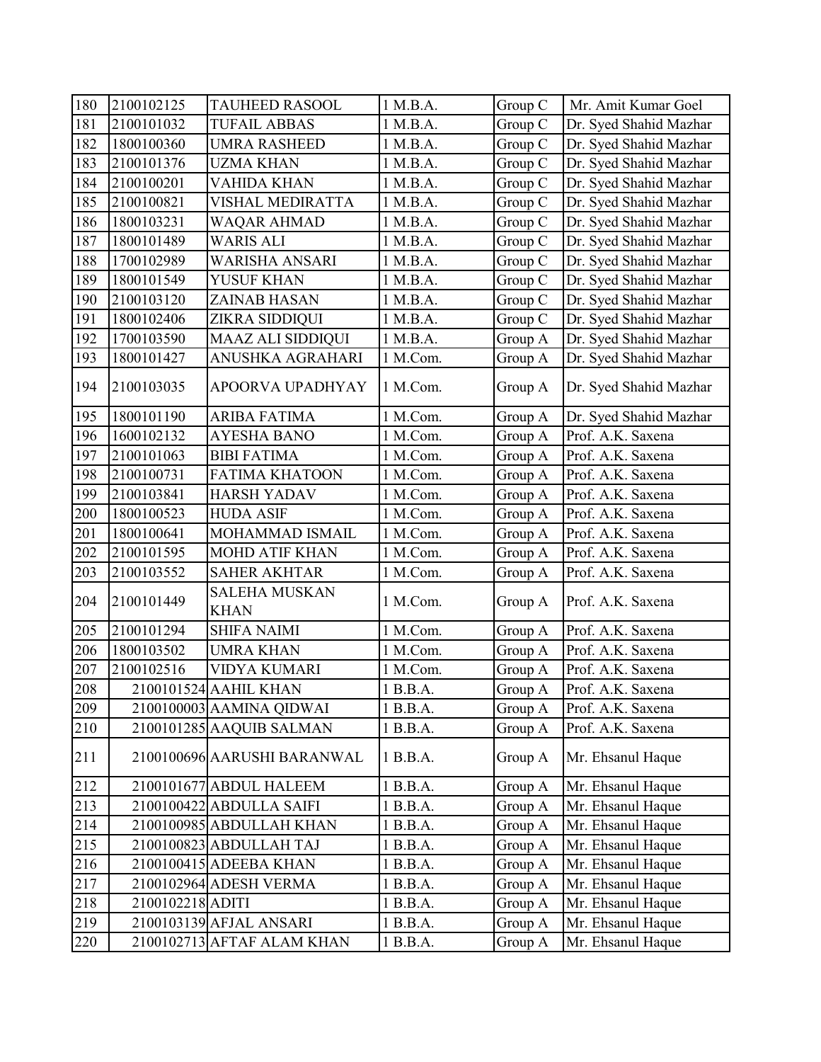| 180 | 2100102125 | TAUHEED RASOOL | 1 M.B.A. | Group C | Mr. Amit Kumar Goel |
|---|---|---|---|---|---|
| 181 | 2100101032 | TUFAIL ABBAS | 1 M.B.A. | Group C | Dr. Syed Shahid Mazhar |
| 182 | 1800100360 | UMRA RASHEED | 1 M.B.A. | Group C | Dr. Syed Shahid Mazhar |
| 183 | 2100101376 | UZMA KHAN | 1 M.B.A. | Group C | Dr. Syed Shahid Mazhar |
| 184 | 2100100201 | VAHIDA KHAN | 1 M.B.A. | Group C | Dr. Syed Shahid Mazhar |
| 185 | 2100100821 | VISHAL MEDIRATTA | 1 M.B.A. | Group C | Dr. Syed Shahid Mazhar |
| 186 | 1800103231 | WAQAR AHMAD | 1 M.B.A. | Group C | Dr. Syed Shahid Mazhar |
| 187 | 1800101489 | WARIS ALI | 1 M.B.A. | Group C | Dr. Syed Shahid Mazhar |
| 188 | 1700102989 | WARISHA ANSARI | 1 M.B.A. | Group C | Dr. Syed Shahid Mazhar |
| 189 | 1800101549 | YUSUF KHAN | 1 M.B.A. | Group C | Dr. Syed Shahid Mazhar |
| 190 | 2100103120 | ZAINAB HASAN | 1 M.B.A. | Group C | Dr. Syed Shahid Mazhar |
| 191 | 1800102406 | ZIKRA SIDDIQUI | 1 M.B.A. | Group C | Dr. Syed Shahid Mazhar |
| 192 | 1700103590 | MAAZ ALI SIDDIQUI | 1 M.B.A. | Group A | Dr. Syed Shahid Mazhar |
| 193 | 1800101427 | ANUSHKA AGRAHARI | 1 M.Com. | Group A | Dr. Syed Shahid Mazhar |
| 194 | 2100103035 | APOORVA UPADHYAY | 1 M.Com. | Group A | Dr. Syed Shahid Mazhar |
| 195 | 1800101190 | ARIBA FATIMA | 1 M.Com. | Group A | Dr. Syed Shahid Mazhar |
| 196 | 1600102132 | AYESHA BANO | 1 M.Com. | Group A | Prof. A.K. Saxena |
| 197 | 2100101063 | BIBI FATIMA | 1 M.Com. | Group A | Prof. A.K. Saxena |
| 198 | 2100100731 | FATIMA KHATOON | 1 M.Com. | Group A | Prof. A.K. Saxena |
| 199 | 2100103841 | HARSH YADAV | 1 M.Com. | Group A | Prof. A.K. Saxena |
| 200 | 1800100523 | HUDA ASIF | 1 M.Com. | Group A | Prof. A.K. Saxena |
| 201 | 1800100641 | MOHAMMAD ISMAIL | 1 M.Com. | Group A | Prof. A.K. Saxena |
| 202 | 2100101595 | MOHD ATIF KHAN | 1 M.Com. | Group A | Prof. A.K. Saxena |
| 203 | 2100103552 | SAHER AKHTAR | 1 M.Com. | Group A | Prof. A.K. Saxena |
| 204 | 2100101449 | SALEHA MUSKAN KHAN | 1 M.Com. | Group A | Prof. A.K. Saxena |
| 205 | 2100101294 | SHIFA NAIMI | 1 M.Com. | Group A | Prof. A.K. Saxena |
| 206 | 1800103502 | UMRA KHAN | 1 M.Com. | Group A | Prof. A.K. Saxena |
| 207 | 2100102516 | VIDYA KUMARI | 1 M.Com. | Group A | Prof. A.K. Saxena |
| 208 | 2100101524 | AAHIL KHAN | 1 B.B.A. | Group A | Prof. A.K. Saxena |
| 209 | 2100100003 | AAMINA QIDWAI | 1 B.B.A. | Group A | Prof. A.K. Saxena |
| 210 | 2100101285 | AAQUIB SALMAN | 1 B.B.A. | Group A | Prof. A.K. Saxena |
| 211 | 2100100696 | AARUSHI BARANWAL | 1 B.B.A. | Group A | Mr. Ehsanul Haque |
| 212 | 2100101677 | ABDUL HALEEM | 1 B.B.A. | Group A | Mr. Ehsanul Haque |
| 213 | 2100100422 | ABDULLA SAIFI | 1 B.B.A. | Group A | Mr. Ehsanul Haque |
| 214 | 2100100985 | ABDULLAH KHAN | 1 B.B.A. | Group A | Mr. Ehsanul Haque |
| 215 | 2100100823 | ABDULLAH TAJ | 1 B.B.A. | Group A | Mr. Ehsanul Haque |
| 216 | 2100100415 | ADEEBA KHAN | 1 B.B.A. | Group A | Mr. Ehsanul Haque |
| 217 | 2100102964 | ADESH VERMA | 1 B.B.A. | Group A | Mr. Ehsanul Haque |
| 218 | 2100102218 | ADITI | 1 B.B.A. | Group A | Mr. Ehsanul Haque |
| 219 | 2100103139 | AFJAL ANSARI | 1 B.B.A. | Group A | Mr. Ehsanul Haque |
| 220 | 2100102713 | AFTAF ALAM KHAN | 1 B.B.A. | Group A | Mr. Ehsanul Haque |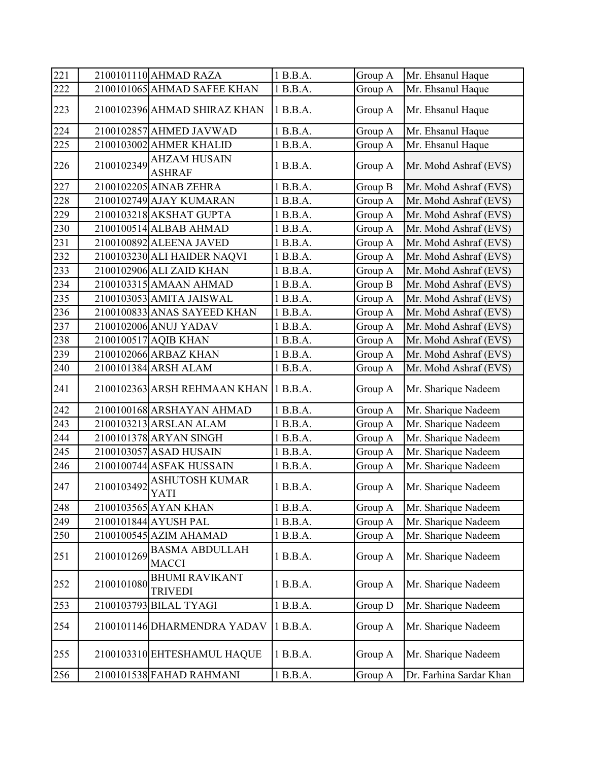| 221 | 2100101110 | AHMAD RAZA | 1 B.B.A. | Group A | Mr. Ehsanul Haque |
|---|---|---|---|---|---|
| 222 | 2100101065 | AHMAD SAFEE KHAN | 1 B.B.A. | Group A | Mr. Ehsanul Haque |
| 223 | 2100102396 | AHMAD SHIRAZ KHAN | 1 B.B.A. | Group A | Mr. Ehsanul Haque |
| 224 | 2100102857 | AHMED JAVWAD | 1 B.B.A. | Group A | Mr. Ehsanul Haque |
| 225 | 2100103002 | AHMER KHALID | 1 B.B.A. | Group A | Mr. Ehsanul Haque |
| 226 | 2100102349 | AHZAM HUSAIN ASHRAF | 1 B.B.A. | Group A | Mr. Mohd Ashraf (EVS) |
| 227 | 2100102205 | AINAB ZEHRA | 1 B.B.A. | Group B | Mr. Mohd Ashraf (EVS) |
| 228 | 2100102749 | AJAY KUMARAN | 1 B.B.A. | Group A | Mr. Mohd Ashraf (EVS) |
| 229 | 2100103218 | AKSHAT GUPTA | 1 B.B.A. | Group A | Mr. Mohd Ashraf (EVS) |
| 230 | 2100100514 | ALBAB AHMAD | 1 B.B.A. | Group A | Mr. Mohd Ashraf (EVS) |
| 231 | 2100100892 | ALEENA JAVED | 1 B.B.A. | Group A | Mr. Mohd Ashraf (EVS) |
| 232 | 2100103230 | ALI HAIDER NAQVI | 1 B.B.A. | Group A | Mr. Mohd Ashraf (EVS) |
| 233 | 2100102906 | ALI ZAID KHAN | 1 B.B.A. | Group A | Mr. Mohd Ashraf (EVS) |
| 234 | 2100103315 | AMAAN AHMAD | 1 B.B.A. | Group B | Mr. Mohd Ashraf (EVS) |
| 235 | 2100103053 | AMITA JAISWAL | 1 B.B.A. | Group A | Mr. Mohd Ashraf (EVS) |
| 236 | 2100100833 | ANAS SAYEED KHAN | 1 B.B.A. | Group A | Mr. Mohd Ashraf (EVS) |
| 237 | 2100102006 | ANUJ YADAV | 1 B.B.A. | Group A | Mr. Mohd Ashraf (EVS) |
| 238 | 2100100517 | AQIB KHAN | 1 B.B.A. | Group A | Mr. Mohd Ashraf (EVS) |
| 239 | 2100102066 | ARBAZ KHAN | 1 B.B.A. | Group A | Mr. Mohd Ashraf (EVS) |
| 240 | 2100101384 | ARSH ALAM | 1 B.B.A. | Group A | Mr. Mohd Ashraf (EVS) |
| 241 | 2100102363 | ARSH REHMAAN KHAN | 1 B.B.A. | Group A | Mr. Sharique Nadeem |
| 242 | 2100100168 | ARSHAYAN AHMAD | 1 B.B.A. | Group A | Mr. Sharique Nadeem |
| 243 | 2100103213 | ARSLAN ALAM | 1 B.B.A. | Group A | Mr. Sharique Nadeem |
| 244 | 2100101378 | ARYAN SINGH | 1 B.B.A. | Group A | Mr. Sharique Nadeem |
| 245 | 2100103057 | ASAD HUSAIN | 1 B.B.A. | Group A | Mr. Sharique Nadeem |
| 246 | 2100100744 | ASFAK HUSSAIN | 1 B.B.A. | Group A | Mr. Sharique Nadeem |
| 247 | 2100103492 | ASHUTOSH KUMAR YATI | 1 B.B.A. | Group A | Mr. Sharique Nadeem |
| 248 | 2100103565 | AYAN KHAN | 1 B.B.A. | Group A | Mr. Sharique Nadeem |
| 249 | 2100101844 | AYUSH PAL | 1 B.B.A. | Group A | Mr. Sharique Nadeem |
| 250 | 2100100545 | AZIM AHAMAD | 1 B.B.A. | Group A | Mr. Sharique Nadeem |
| 251 | 2100101269 | BASMA ABDULLAH MACCI | 1 B.B.A. | Group A | Mr. Sharique Nadeem |
| 252 | 2100101080 | BHUMI RAVIKANT TRIVEDI | 1 B.B.A. | Group A | Mr. Sharique Nadeem |
| 253 | 2100103793 | BILAL TYAGI | 1 B.B.A. | Group D | Mr. Sharique Nadeem |
| 254 | 2100101146 | DHARMENDRA YADAV | 1 B.B.A. | Group A | Mr. Sharique Nadeem |
| 255 | 2100103310 | EHTESHAMUL HAQUE | 1 B.B.A. | Group A | Mr. Sharique Nadeem |
| 256 | 2100101538 | FAHAD RAHMANI | 1 B.B.A. | Group A | Dr. Farhina Sardar Khan |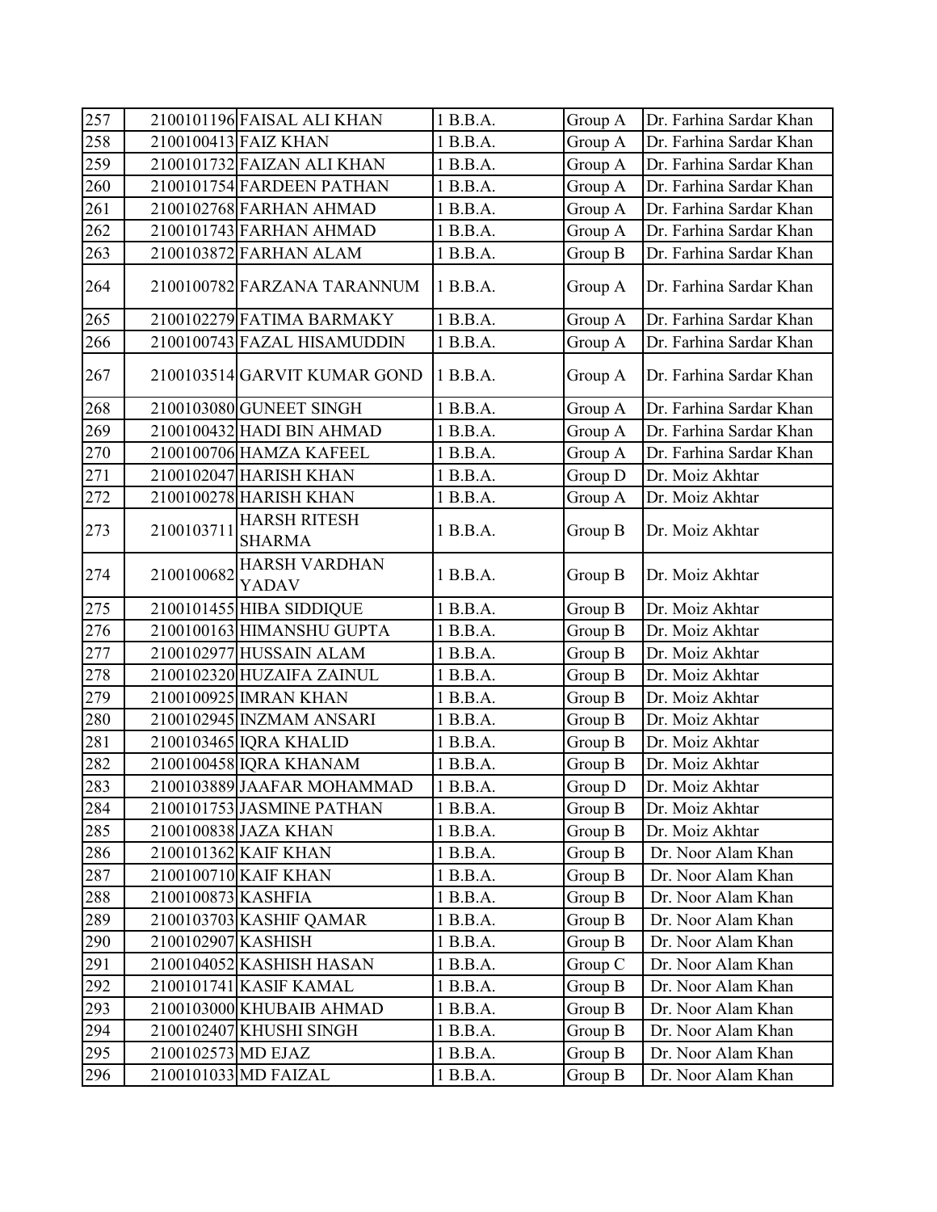| 257 | 2100101196 | FAISAL ALI KHAN | 1 B.B.A. | Group A | Dr. Farhina Sardar Khan |
|---|---|---|---|---|---|
| 258 | 2100100413 | FAIZ KHAN | 1 B.B.A. | Group A | Dr. Farhina Sardar Khan |
| 259 | 2100101732 | FAIZAN ALI KHAN | 1 B.B.A. | Group A | Dr. Farhina Sardar Khan |
| 260 | 2100101754 | FARDEEN PATHAN | 1 B.B.A. | Group A | Dr. Farhina Sardar Khan |
| 261 | 2100102768 | FARHAN AHMAD | 1 B.B.A. | Group A | Dr. Farhina Sardar Khan |
| 262 | 2100101743 | FARHAN AHMAD | 1 B.B.A. | Group A | Dr. Farhina Sardar Khan |
| 263 | 2100103872 | FARHAN ALAM | 1 B.B.A. | Group B | Dr. Farhina Sardar Khan |
| 264 | 2100100782 | FARZANA TARANNUM | 1 B.B.A. | Group A | Dr. Farhina Sardar Khan |
| 265 | 2100102279 | FATIMA BARMAKY | 1 B.B.A. | Group A | Dr. Farhina Sardar Khan |
| 266 | 2100100743 | FAZAL HISAMUDDIN | 1 B.B.A. | Group A | Dr. Farhina Sardar Khan |
| 267 | 2100103514 | GARVIT KUMAR GOND | 1 B.B.A. | Group A | Dr. Farhina Sardar Khan |
| 268 | 2100103080 | GUNEET SINGH | 1 B.B.A. | Group A | Dr. Farhina Sardar Khan |
| 269 | 2100100432 | HADI BIN AHMAD | 1 B.B.A. | Group A | Dr. Farhina Sardar Khan |
| 270 | 2100100706 | HAMZA KAFEEL | 1 B.B.A. | Group A | Dr. Farhina Sardar Khan |
| 271 | 2100102047 | HARISH KHAN | 1 B.B.A. | Group D | Dr. Moiz Akhtar |
| 272 | 2100100278 | HARISH KHAN | 1 B.B.A. | Group A | Dr. Moiz Akhtar |
| 273 | 2100103711 | HARSH RITESH SHARMA | 1 B.B.A. | Group B | Dr. Moiz Akhtar |
| 274 | 2100100682 | HARSH VARDHAN YADAV | 1 B.B.A. | Group B | Dr. Moiz Akhtar |
| 275 | 2100101455 | HIBA SIDDIQUE | 1 B.B.A. | Group B | Dr. Moiz Akhtar |
| 276 | 2100100163 | HIMANSHU GUPTA | 1 B.B.A. | Group B | Dr. Moiz Akhtar |
| 277 | 2100102977 | HUSSAIN ALAM | 1 B.B.A. | Group B | Dr. Moiz Akhtar |
| 278 | 2100102320 | HUZAIFA ZAINUL | 1 B.B.A. | Group B | Dr. Moiz Akhtar |
| 279 | 2100100925 | IMRAN KHAN | 1 B.B.A. | Group B | Dr. Moiz Akhtar |
| 280 | 2100102945 | INZMAM ANSARI | 1 B.B.A. | Group B | Dr. Moiz Akhtar |
| 281 | 2100103465 | IQRA KHALID | 1 B.B.A. | Group B | Dr. Moiz Akhtar |
| 282 | 2100100458 | IQRA KHANAM | 1 B.B.A. | Group B | Dr. Moiz Akhtar |
| 283 | 2100103889 | JAAFAR MOHAMMAD | 1 B.B.A. | Group D | Dr. Moiz Akhtar |
| 284 | 2100101753 | JASMINE PATHAN | 1 B.B.A. | Group B | Dr. Moiz Akhtar |
| 285 | 2100100838 | JAZA KHAN | 1 B.B.A. | Group B | Dr. Moiz Akhtar |
| 286 | 2100101362 | KAIF KHAN | 1 B.B.A. | Group B | Dr. Noor Alam Khan |
| 287 | 2100100710 | KAIF KHAN | 1 B.B.A. | Group B | Dr. Noor Alam Khan |
| 288 | 2100100873 | KASHFIA | 1 B.B.A. | Group B | Dr. Noor Alam Khan |
| 289 | 2100103703 | KASHIF QAMAR | 1 B.B.A. | Group B | Dr. Noor Alam Khan |
| 290 | 2100102907 | KASHISH | 1 B.B.A. | Group B | Dr. Noor Alam Khan |
| 291 | 2100104052 | KASHISH HASAN | 1 B.B.A. | Group C | Dr. Noor Alam Khan |
| 292 | 2100101741 | KASIF KAMAL | 1 B.B.A. | Group B | Dr. Noor Alam Khan |
| 293 | 2100103000 | KHUBAIB AHMAD | 1 B.B.A. | Group B | Dr. Noor Alam Khan |
| 294 | 2100102407 | KHUSHI SINGH | 1 B.B.A. | Group B | Dr. Noor Alam Khan |
| 295 | 2100102573 | MD EJAZ | 1 B.B.A. | Group B | Dr. Noor Alam Khan |
| 296 | 2100101033 | MD FAIZAL | 1 B.B.A. | Group B | Dr. Noor Alam Khan |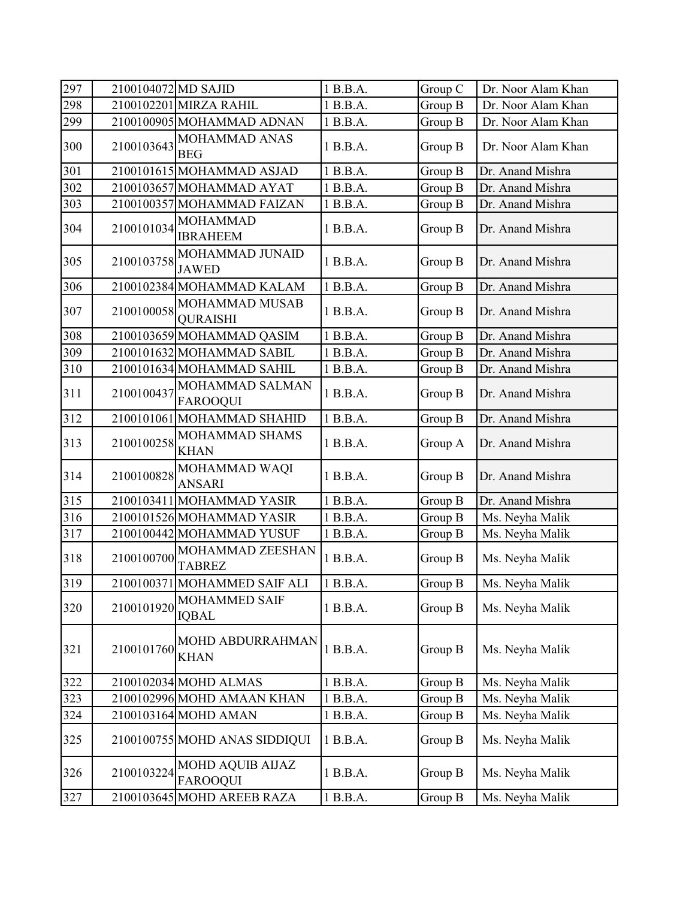| | | | | | |
|---|---|---|---|---|---|
| 297 | 2100104072 | MD SAJID | 1 B.B.A. | Group C | Dr. Noor Alam Khan |
| 298 | 2100102201 | MIRZA RAHIL | 1 B.B.A. | Group B | Dr. Noor Alam Khan |
| 299 | 2100100905 | MOHAMMAD ADNAN | 1 B.B.A. | Group B | Dr. Noor Alam Khan |
| 300 | 2100103643 | MOHAMMAD ANAS BEG | 1 B.B.A. | Group B | Dr. Noor Alam Khan |
| 301 | 2100101615 | MOHAMMAD ASJAD | 1 B.B.A. | Group B | Dr. Anand Mishra |
| 302 | 2100103657 | MOHAMMAD AYAT | 1 B.B.A. | Group B | Dr. Anand Mishra |
| 303 | 2100100357 | MOHAMMAD FAIZAN | 1 B.B.A. | Group B | Dr. Anand Mishra |
| 304 | 2100101034 | MOHAMMAD IBRAHEEM | 1 B.B.A. | Group B | Dr. Anand Mishra |
| 305 | 2100103758 | MOHAMMAD JUNAID JAWED | 1 B.B.A. | Group B | Dr. Anand Mishra |
| 306 | 2100102384 | MOHAMMAD KALAM | 1 B.B.A. | Group B | Dr. Anand Mishra |
| 307 | 2100100058 | MOHAMMAD MUSAB QURAISHI | 1 B.B.A. | Group B | Dr. Anand Mishra |
| 308 | 2100103659 | MOHAMMAD QASIM | 1 B.B.A. | Group B | Dr. Anand Mishra |
| 309 | 2100101632 | MOHAMMAD SABIL | 1 B.B.A. | Group B | Dr. Anand Mishra |
| 310 | 2100101634 | MOHAMMAD SAHIL | 1 B.B.A. | Group B | Dr. Anand Mishra |
| 311 | 2100100437 | MOHAMMAD SALMAN FAROOQUI | 1 B.B.A. | Group B | Dr. Anand Mishra |
| 312 | 2100101061 | MOHAMMAD SHAHID | 1 B.B.A. | Group B | Dr. Anand Mishra |
| 313 | 2100100258 | MOHAMMAD SHAMS KHAN | 1 B.B.A. | Group A | Dr. Anand Mishra |
| 314 | 2100100828 | MOHAMMAD WAQI ANSARI | 1 B.B.A. | Group B | Dr. Anand Mishra |
| 315 | 2100103411 | MOHAMMAD YASIR | 1 B.B.A. | Group B | Dr. Anand Mishra |
| 316 | 2100101526 | MOHAMMAD YASIR | 1 B.B.A. | Group B | Ms. Neyha Malik |
| 317 | 2100100442 | MOHAMMAD YUSUF | 1 B.B.A. | Group B | Ms. Neyha Malik |
| 318 | 2100100700 | MOHAMMAD ZEESHAN TABREZ | 1 B.B.A. | Group B | Ms. Neyha Malik |
| 319 | 2100100371 | MOHAMMED SAIF ALI | 1 B.B.A. | Group B | Ms. Neyha Malik |
| 320 | 2100101920 | MOHAMMED SAIF IQBAL | 1 B.B.A. | Group B | Ms. Neyha Malik |
| 321 | 2100101760 | MOHD ABDURRAHMAN KHAN | 1 B.B.A. | Group B | Ms. Neyha Malik |
| 322 | 2100102034 | MOHD ALMAS | 1 B.B.A. | Group B | Ms. Neyha Malik |
| 323 | 2100102996 | MOHD AMAAN KHAN | 1 B.B.A. | Group B | Ms. Neyha Malik |
| 324 | 2100103164 | MOHD AMAN | 1 B.B.A. | Group B | Ms. Neyha Malik |
| 325 | 2100100755 | MOHD ANAS SIDDIQUI | 1 B.B.A. | Group B | Ms. Neyha Malik |
| 326 | 2100103224 | MOHD AQUIB AIJAZ FAROOQUI | 1 B.B.A. | Group B | Ms. Neyha Malik |
| 327 | 2100103645 | MOHD AREEB RAZA | 1 B.B.A. | Group B | Ms. Neyha Malik |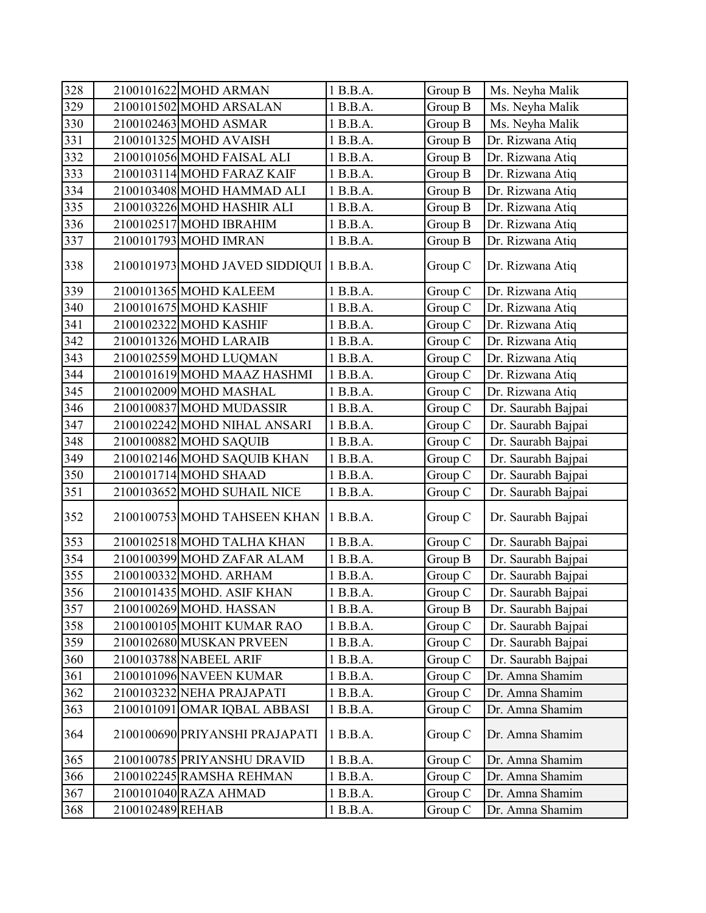| | | | | | |
|---|---|---|---|---|---|
| 328 | 2100101622 | MOHD ARMAN | 1 B.B.A. | Group B | Ms. Neyha Malik |
| 329 | 2100101502 | MOHD ARSALAN | 1 B.B.A. | Group B | Ms. Neyha Malik |
| 330 | 2100102463 | MOHD ASMAR | 1 B.B.A. | Group B | Ms. Neyha Malik |
| 331 | 2100101325 | MOHD AVAISH | 1 B.B.A. | Group B | Dr. Rizwana Atiq |
| 332 | 2100101056 | MOHD FAISAL ALI | 1 B.B.A. | Group B | Dr. Rizwana Atiq |
| 333 | 2100103114 | MOHD FARAZ KAIF | 1 B.B.A. | Group B | Dr. Rizwana Atiq |
| 334 | 2100103408 | MOHD HAMMAD ALI | 1 B.B.A. | Group B | Dr. Rizwana Atiq |
| 335 | 2100103226 | MOHD HASHIR ALI | 1 B.B.A. | Group B | Dr. Rizwana Atiq |
| 336 | 2100102517 | MOHD IBRAHIM | 1 B.B.A. | Group B | Dr. Rizwana Atiq |
| 337 | 2100101793 | MOHD IMRAN | 1 B.B.A. | Group B | Dr. Rizwana Atiq |
| 338 | 2100101973 | MOHD JAVED SIDDIQUI | 1 B.B.A. | Group C | Dr. Rizwana Atiq |
| 339 | 2100101365 | MOHD KALEEM | 1 B.B.A. | Group C | Dr. Rizwana Atiq |
| 340 | 2100101675 | MOHD KASHIF | 1 B.B.A. | Group C | Dr. Rizwana Atiq |
| 341 | 2100102322 | MOHD KASHIF | 1 B.B.A. | Group C | Dr. Rizwana Atiq |
| 342 | 2100101326 | MOHD LARAIB | 1 B.B.A. | Group C | Dr. Rizwana Atiq |
| 343 | 2100102559 | MOHD LUQMAN | 1 B.B.A. | Group C | Dr. Rizwana Atiq |
| 344 | 2100101619 | MOHD MAAZ HASHMI | 1 B.B.A. | Group C | Dr. Rizwana Atiq |
| 345 | 2100102009 | MOHD MASHAL | 1 B.B.A. | Group C | Dr. Rizwana Atiq |
| 346 | 2100100837 | MOHD MUDASSIR | 1 B.B.A. | Group C | Dr. Saurabh Bajpai |
| 347 | 2100102242 | MOHD NIHAL ANSARI | 1 B.B.A. | Group C | Dr. Saurabh Bajpai |
| 348 | 2100100882 | MOHD SAQUIB | 1 B.B.A. | Group C | Dr. Saurabh Bajpai |
| 349 | 2100102146 | MOHD SAQUIB KHAN | 1 B.B.A. | Group C | Dr. Saurabh Bajpai |
| 350 | 2100101714 | MOHD SHAAD | 1 B.B.A. | Group C | Dr. Saurabh Bajpai |
| 351 | 2100103652 | MOHD SUHAIL NICE | 1 B.B.A. | Group C | Dr. Saurabh Bajpai |
| 352 | 2100100753 | MOHD TAHSEEN KHAN | 1 B.B.A. | Group C | Dr. Saurabh Bajpai |
| 353 | 2100102518 | MOHD TALHA KHAN | 1 B.B.A. | Group C | Dr. Saurabh Bajpai |
| 354 | 2100100399 | MOHD ZAFAR ALAM | 1 B.B.A. | Group B | Dr. Saurabh Bajpai |
| 355 | 2100100332 | MOHD. ARHAM | 1 B.B.A. | Group C | Dr. Saurabh Bajpai |
| 356 | 2100101435 | MOHD. ASIF KHAN | 1 B.B.A. | Group C | Dr. Saurabh Bajpai |
| 357 | 2100100269 | MOHD. HASSAN | 1 B.B.A. | Group B | Dr. Saurabh Bajpai |
| 358 | 2100100105 | MOHIT KUMAR RAO | 1 B.B.A. | Group C | Dr. Saurabh Bajpai |
| 359 | 2100102680 | MUSKAN PRVEEN | 1 B.B.A. | Group C | Dr. Saurabh Bajpai |
| 360 | 2100103788 | NABEEL ARIF | 1 B.B.A. | Group C | Dr. Saurabh Bajpai |
| 361 | 2100101096 | NAVEEN KUMAR | 1 B.B.A. | Group C | Dr. Amna Shamim |
| 362 | 2100103232 | NEHA PRAJAPATI | 1 B.B.A. | Group C | Dr. Amna Shamim |
| 363 | 2100101091 | OMAR IQBAL ABBASI | 1 B.B.A. | Group C | Dr. Amna Shamim |
| 364 | 2100100690 | PRIYANSHI PRAJAPATI | 1 B.B.A. | Group C | Dr. Amna Shamim |
| 365 | 2100100785 | PRIYANSHU DRAVID | 1 B.B.A. | Group C | Dr. Amna Shamim |
| 366 | 2100102245 | RAMSHA REHMAN | 1 B.B.A. | Group C | Dr. Amna Shamim |
| 367 | 2100101040 | RAZA AHMAD | 1 B.B.A. | Group C | Dr. Amna Shamim |
| 368 | 2100102489 | REHAB | 1 B.B.A. | Group C | Dr. Amna Shamim |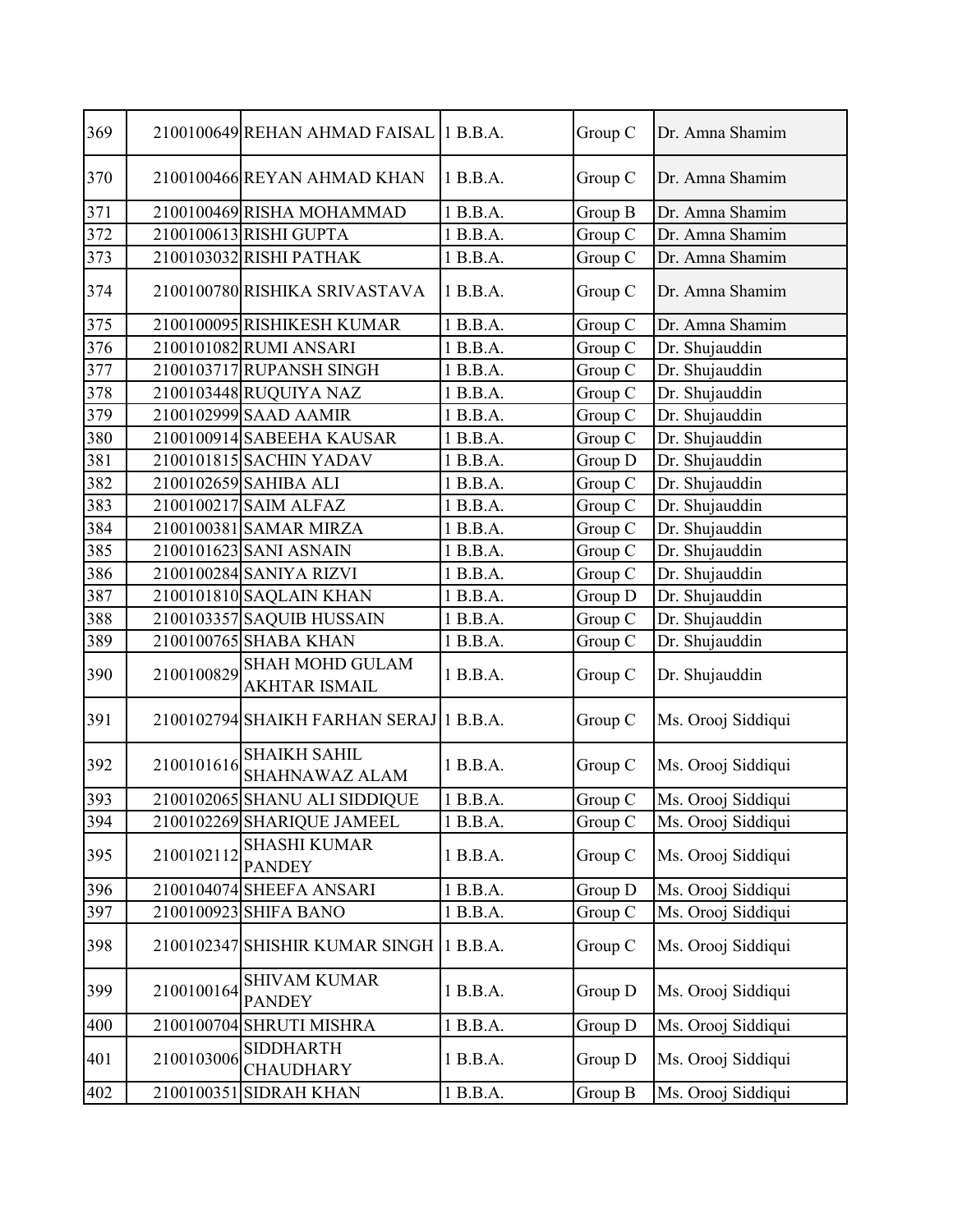| 369 | 2100100649 | REHAN AHMAD FAISAL | 1 B.B.A. | Group C | Dr. Amna Shamim |
|---|---|---|---|---|---|
| 370 | 2100100466 | REYAN AHMAD KHAN | 1 B.B.A. | Group C | Dr. Amna Shamim |
| 371 | 2100100469 | RISHA MOHAMMAD | 1 B.B.A. | Group B | Dr. Amna Shamim |
| 372 | 2100100613 | RISHI GUPTA | 1 B.B.A. | Group C | Dr. Amna Shamim |
| 373 | 2100103032 | RISHI PATHAK | 1 B.B.A. | Group C | Dr. Amna Shamim |
| 374 | 2100100780 | RISHIKA SRIVASTAVA | 1 B.B.A. | Group C | Dr. Amna Shamim |
| 375 | 2100100095 | RISHIKESH KUMAR | 1 B.B.A. | Group C | Dr. Amna Shamim |
| 376 | 2100101082 | RUMI ANSARI | 1 B.B.A. | Group C | Dr. Shujauddin |
| 377 | 2100103717 | RUPANSH SINGH | 1 B.B.A. | Group C | Dr. Shujauddin |
| 378 | 2100103448 | RUQUIYA NAZ | 1 B.B.A. | Group C | Dr. Shujauddin |
| 379 | 2100102999 | SAAD AAMIR | 1 B.B.A. | Group C | Dr. Shujauddin |
| 380 | 2100100914 | SABEEHA KAUSAR | 1 B.B.A. | Group C | Dr. Shujauddin |
| 381 | 2100101815 | SACHIN YADAV | 1 B.B.A. | Group D | Dr. Shujauddin |
| 382 | 2100102659 | SAHIBA ALI | 1 B.B.A. | Group C | Dr. Shujauddin |
| 383 | 2100100217 | SAIM ALFAZ | 1 B.B.A. | Group C | Dr. Shujauddin |
| 384 | 2100100381 | SAMAR MIRZA | 1 B.B.A. | Group C | Dr. Shujauddin |
| 385 | 2100101623 | SANI ASNAIN | 1 B.B.A. | Group C | Dr. Shujauddin |
| 386 | 2100100284 | SANIYA RIZVI | 1 B.B.A. | Group C | Dr. Shujauddin |
| 387 | 2100101810 | SAQLAIN KHAN | 1 B.B.A. | Group D | Dr. Shujauddin |
| 388 | 2100103357 | SAQUIB HUSSAIN | 1 B.B.A. | Group C | Dr. Shujauddin |
| 389 | 2100100765 | SHABA KHAN | 1 B.B.A. | Group C | Dr. Shujauddin |
| 390 | 2100100829 | SHAH MOHD GULAM AKHTAR ISMAIL | 1 B.B.A. | Group C | Dr. Shujauddin |
| 391 | 2100102794 | SHAIKH FARHAN SERAJ | 1 B.B.A. | Group C | Ms. Orooj Siddiqui |
| 392 | 2100101616 | SHAIKH SAHIL SHAHNAWAZ ALAM | 1 B.B.A. | Group C | Ms. Orooj Siddiqui |
| 393 | 2100102065 | SHANU ALI SIDDIQUE | 1 B.B.A. | Group C | Ms. Orooj Siddiqui |
| 394 | 2100102269 | SHARIQUE JAMEEL | 1 B.B.A. | Group C | Ms. Orooj Siddiqui |
| 395 | 2100102112 | SHASHI KUMAR PANDEY | 1 B.B.A. | Group C | Ms. Orooj Siddiqui |
| 396 | 2100104074 | SHEEFA ANSARI | 1 B.B.A. | Group D | Ms. Orooj Siddiqui |
| 397 | 2100100923 | SHIFA BANO | 1 B.B.A. | Group C | Ms. Orooj Siddiqui |
| 398 | 2100102347 | SHISHIR KUMAR SINGH | 1 B.B.A. | Group C | Ms. Orooj Siddiqui |
| 399 | 2100100164 | SHIVAM KUMAR PANDEY | 1 B.B.A. | Group D | Ms. Orooj Siddiqui |
| 400 | 2100100704 | SHRUTI MISHRA | 1 B.B.A. | Group D | Ms. Orooj Siddiqui |
| 401 | 2100103006 | SIDDHARTH CHAUDHARY | 1 B.B.A. | Group D | Ms. Orooj Siddiqui |
| 402 | 2100100351 | SIDRAH KHAN | 1 B.B.A. | Group B | Ms. Orooj Siddiqui |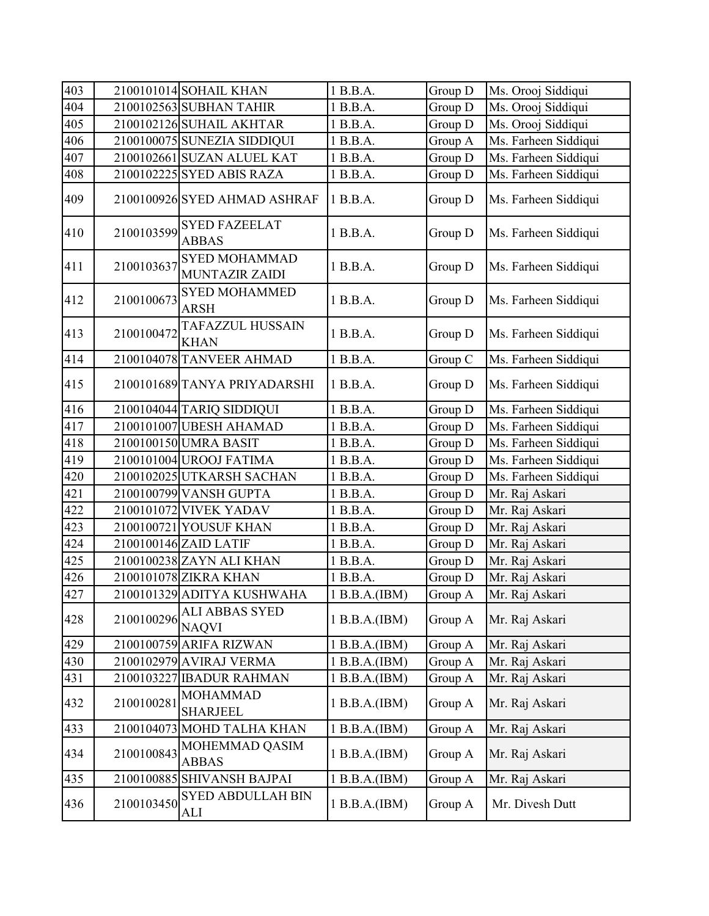| 403 | 2100101014 | SOHAIL KHAN | 1 B.B.A. | Group D | Ms. Orooj Siddiqui |
|---|---|---|---|---|---|
| 404 | 2100102563 | SUBHAN TAHIR | 1 B.B.A. | Group D | Ms. Orooj Siddiqui |
| 405 | 2100102126 | SUHAIL AKHTAR | 1 B.B.A. | Group D | Ms. Orooj Siddiqui |
| 406 | 2100100075 | SUNEZIA SIDDIQUI | 1 B.B.A. | Group A | Ms. Farheen Siddiqui |
| 407 | 2100102661 | SUZAN ALUEL KAT | 1 B.B.A. | Group D | Ms. Farheen Siddiqui |
| 408 | 2100102225 | SYED ABIS RAZA | 1 B.B.A. | Group D | Ms. Farheen Siddiqui |
| 409 | 2100100926 | SYED AHMAD ASHRAF | 1 B.B.A. | Group D | Ms. Farheen Siddiqui |
| 410 | 2100103599 | SYED FAZEELAT ABBAS | 1 B.B.A. | Group D | Ms. Farheen Siddiqui |
| 411 | 2100103637 | SYED MOHAMMAD MUNTAZIR ZAIDI | 1 B.B.A. | Group D | Ms. Farheen Siddiqui |
| 412 | 2100100673 | SYED MOHAMMED ARSH | 1 B.B.A. | Group D | Ms. Farheen Siddiqui |
| 413 | 2100100472 | TAFAZZUL HUSSAIN KHAN | 1 B.B.A. | Group D | Ms. Farheen Siddiqui |
| 414 | 2100104078 | TANVEER AHMAD | 1 B.B.A. | Group C | Ms. Farheen Siddiqui |
| 415 | 2100101689 | TANYA PRIYADARSHI | 1 B.B.A. | Group D | Ms. Farheen Siddiqui |
| 416 | 2100104044 | TARIQ SIDDIQUI | 1 B.B.A. | Group D | Ms. Farheen Siddiqui |
| 417 | 2100101007 | UBESH AHAMAD | 1 B.B.A. | Group D | Ms. Farheen Siddiqui |
| 418 | 2100100150 | UMRA BASIT | 1 B.B.A. | Group D | Ms. Farheen Siddiqui |
| 419 | 2100101004 | UROOJ FATIMA | 1 B.B.A. | Group D | Ms. Farheen Siddiqui |
| 420 | 2100102025 | UTKARSH SACHAN | 1 B.B.A. | Group D | Ms. Farheen Siddiqui |
| 421 | 2100100799 | VANSH GUPTA | 1 B.B.A. | Group D | Mr. Raj Askari |
| 422 | 2100101072 | VIVEK YADAV | 1 B.B.A. | Group D | Mr. Raj Askari |
| 423 | 2100100721 | YOUSUF KHAN | 1 B.B.A. | Group D | Mr. Raj Askari |
| 424 | 2100100146 | ZAID LATIF | 1 B.B.A. | Group D | Mr. Raj Askari |
| 425 | 2100100238 | ZAYN ALI KHAN | 1 B.B.A. | Group D | Mr. Raj Askari |
| 426 | 2100101078 | ZIKRA KHAN | 1 B.B.A. | Group D | Mr. Raj Askari |
| 427 | 2100101329 | ADITYA KUSHWAHA | 1 B.B.A.(IBM) | Group A | Mr. Raj Askari |
| 428 | 2100100296 | ALI ABBAS SYED NAQVI | 1 B.B.A.(IBM) | Group A | Mr. Raj Askari |
| 429 | 2100100759 | ARIFA RIZWAN | 1 B.B.A.(IBM) | Group A | Mr. Raj Askari |
| 430 | 2100102979 | AVIRAJ VERMA | 1 B.B.A.(IBM) | Group A | Mr. Raj Askari |
| 431 | 2100103227 | IBADUR RAHMAN | 1 B.B.A.(IBM) | Group A | Mr. Raj Askari |
| 432 | 2100100281 | MOHAMMAD SHARJEEL | 1 B.B.A.(IBM) | Group A | Mr. Raj Askari |
| 433 | 2100104073 | MOHD TALHA KHAN | 1 B.B.A.(IBM) | Group A | Mr. Raj Askari |
| 434 | 2100100843 | MOHEMMAD QASIM ABBAS | 1 B.B.A.(IBM) | Group A | Mr. Raj Askari |
| 435 | 2100100885 | SHIVANSH BAJPAI | 1 B.B.A.(IBM) | Group A | Mr. Raj Askari |
| 436 | 2100103450 | SYED ABDULLAH BIN ALI | 1 B.B.A.(IBM) | Group A | Mr. Divesh Dutt |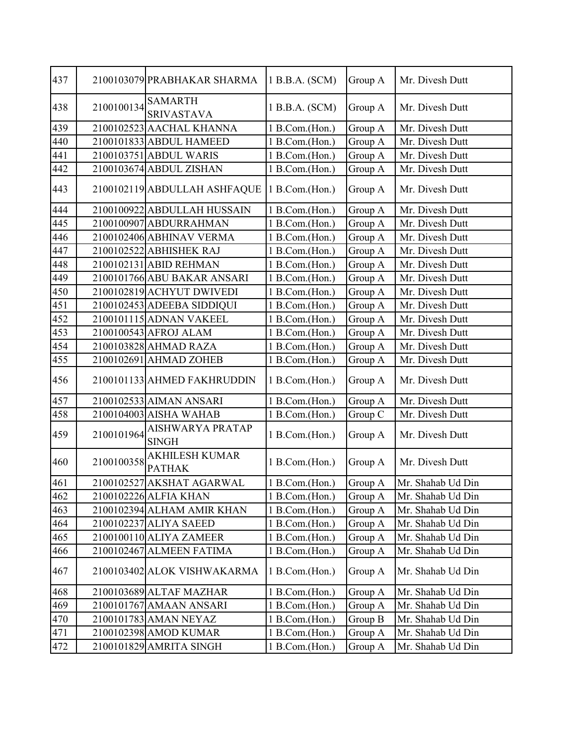| 437 | 2100103079 | PRABHAKAR SHARMA | 1 B.B.A. (SCM) | Group A | Mr. Divesh Dutt |
|---|---|---|---|---|---|
| 438 | 2100100134 | SAMARTH SRIVASTAVA | 1 B.B.A. (SCM) | Group A | Mr. Divesh Dutt |
| 439 | 2100102523 | AACHAL KHANNA | 1 B.Com.(Hon.) | Group A | Mr. Divesh Dutt |
| 440 | 2100101833 | ABDUL HAMEED | 1 B.Com.(Hon.) | Group A | Mr. Divesh Dutt |
| 441 | 2100103751 | ABDUL WARIS | 1 B.Com.(Hon.) | Group A | Mr. Divesh Dutt |
| 442 | 2100103674 | ABDUL ZISHAN | 1 B.Com.(Hon.) | Group A | Mr. Divesh Dutt |
| 443 | 2100102119 | ABDULLAH ASHFAQUE | 1 B.Com.(Hon.) | Group A | Mr. Divesh Dutt |
| 444 | 2100100922 | ABDULLAH HUSSAIN | 1 B.Com.(Hon.) | Group A | Mr. Divesh Dutt |
| 445 | 2100100907 | ABDURRAHMAN | 1 B.Com.(Hon.) | Group A | Mr. Divesh Dutt |
| 446 | 2100102406 | ABHINAV VERMA | 1 B.Com.(Hon.) | Group A | Mr. Divesh Dutt |
| 447 | 2100102522 | ABHISHEK RAJ | 1 B.Com.(Hon.) | Group A | Mr. Divesh Dutt |
| 448 | 2100102131 | ABID REHMAN | 1 B.Com.(Hon.) | Group A | Mr. Divesh Dutt |
| 449 | 2100101766 | ABU BAKAR ANSARI | 1 B.Com.(Hon.) | Group A | Mr. Divesh Dutt |
| 450 | 2100102819 | ACHYUT DWIVEDI | 1 B.Com.(Hon.) | Group A | Mr. Divesh Dutt |
| 451 | 2100102453 | ADEEBA SIDDIQUI | 1 B.Com.(Hon.) | Group A | Mr. Divesh Dutt |
| 452 | 2100101115 | ADNAN VAKEEL | 1 B.Com.(Hon.) | Group A | Mr. Divesh Dutt |
| 453 | 2100100543 | AFROJ ALAM | 1 B.Com.(Hon.) | Group A | Mr. Divesh Dutt |
| 454 | 2100103828 | AHMAD RAZA | 1 B.Com.(Hon.) | Group A | Mr. Divesh Dutt |
| 455 | 2100102691 | AHMAD ZOHEB | 1 B.Com.(Hon.) | Group A | Mr. Divesh Dutt |
| 456 | 2100101133 | AHMED FAKHRUDDIN | 1 B.Com.(Hon.) | Group A | Mr. Divesh Dutt |
| 457 | 2100102533 | AIMAN ANSARI | 1 B.Com.(Hon.) | Group A | Mr. Divesh Dutt |
| 458 | 2100104003 | AISHA WAHAB | 1 B.Com.(Hon.) | Group C | Mr. Divesh Dutt |
| 459 | 2100101964 | AISHWARYA PRATAP SINGH | 1 B.Com.(Hon.) | Group A | Mr. Divesh Dutt |
| 460 | 2100100358 | AKHILESH KUMAR PATHAK | 1 B.Com.(Hon.) | Group A | Mr. Divesh Dutt |
| 461 | 2100102527 | AKSHAT AGARWAL | 1 B.Com.(Hon.) | Group A | Mr. Shahab Ud Din |
| 462 | 2100102226 | ALFIA KHAN | 1 B.Com.(Hon.) | Group A | Mr. Shahab Ud Din |
| 463 | 2100102394 | ALHAM AMIR KHAN | 1 B.Com.(Hon.) | Group A | Mr. Shahab Ud Din |
| 464 | 2100102237 | ALIYA SAEED | 1 B.Com.(Hon.) | Group A | Mr. Shahab Ud Din |
| 465 | 2100100110 | ALIYA ZAMEER | 1 B.Com.(Hon.) | Group A | Mr. Shahab Ud Din |
| 466 | 2100102467 | ALMEEN FATIMA | 1 B.Com.(Hon.) | Group A | Mr. Shahab Ud Din |
| 467 | 2100103402 | ALOK VISHWAKARMA | 1 B.Com.(Hon.) | Group A | Mr. Shahab Ud Din |
| 468 | 2100103689 | ALTAF MAZHAR | 1 B.Com.(Hon.) | Group A | Mr. Shahab Ud Din |
| 469 | 2100101767 | AMAAN ANSARI | 1 B.Com.(Hon.) | Group A | Mr. Shahab Ud Din |
| 470 | 2100101783 | AMAN NEYAZ | 1 B.Com.(Hon.) | Group B | Mr. Shahab Ud Din |
| 471 | 2100102398 | AMOD KUMAR | 1 B.Com.(Hon.) | Group A | Mr. Shahab Ud Din |
| 472 | 2100101829 | AMRITA SINGH | 1 B.Com.(Hon.) | Group A | Mr. Shahab Ud Din |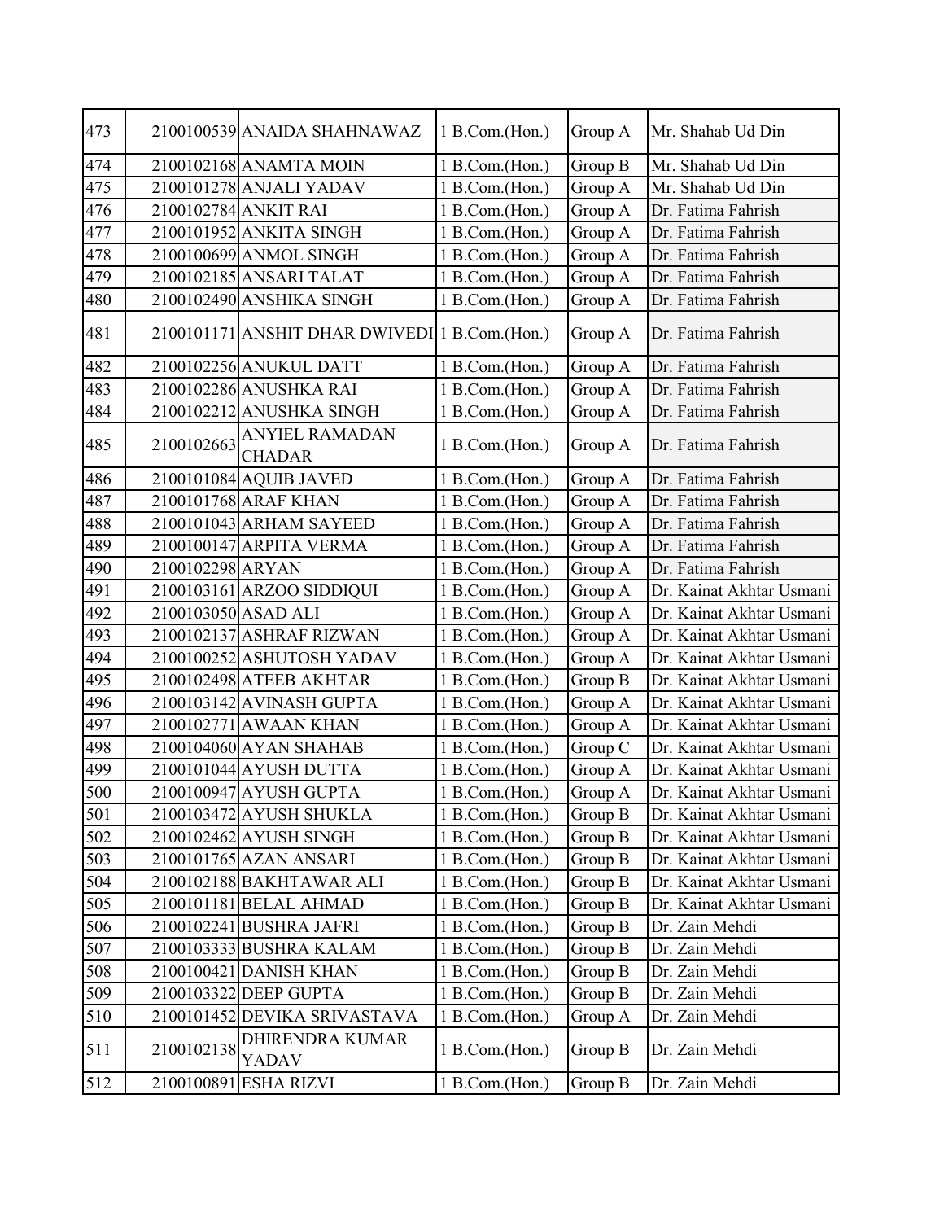| 473 | 2100100539 | ANAIDA SHAHNAWAZ | 1 B.Com.(Hon.) | Group A | Mr. Shahab Ud Din |
|---|---|---|---|---|---|
| 474 | 2100102168 | ANAMTA MOIN | 1 B.Com.(Hon.) | Group B | Mr. Shahab Ud Din |
| 475 | 2100101278 | ANJALI YADAV | 1 B.Com.(Hon.) | Group A | Mr. Shahab Ud Din |
| 476 | 2100102784 | ANKIT RAI | 1 B.Com.(Hon.) | Group A | Dr. Fatima Fahrish |
| 477 | 2100101952 | ANKITA SINGH | 1 B.Com.(Hon.) | Group A | Dr. Fatima Fahrish |
| 478 | 2100100699 | ANMOL SINGH | 1 B.Com.(Hon.) | Group A | Dr. Fatima Fahrish |
| 479 | 2100102185 | ANSARI TALAT | 1 B.Com.(Hon.) | Group A | Dr. Fatima Fahrish |
| 480 | 2100102490 | ANSHIKA SINGH | 1 B.Com.(Hon.) | Group A | Dr. Fatima Fahrish |
| 481 | 2100101171 | ANSHIT DHAR DWIVEDI | 1 B.Com.(Hon.) | Group A | Dr. Fatima Fahrish |
| 482 | 2100102256 | ANUKUL DATT | 1 B.Com.(Hon.) | Group A | Dr. Fatima Fahrish |
| 483 | 2100102286 | ANUSHKA RAI | 1 B.Com.(Hon.) | Group A | Dr. Fatima Fahrish |
| 484 | 2100102212 | ANUSHKA SINGH | 1 B.Com.(Hon.) | Group A | Dr. Fatima Fahrish |
| 485 | 2100102663 | ANYIEL RAMADAN CHADAR | 1 B.Com.(Hon.) | Group A | Dr. Fatima Fahrish |
| 486 | 2100101084 | AQUIB JAVED | 1 B.Com.(Hon.) | Group A | Dr. Fatima Fahrish |
| 487 | 2100101768 | ARAF KHAN | 1 B.Com.(Hon.) | Group A | Dr. Fatima Fahrish |
| 488 | 2100101043 | ARHAM SAYEED | 1 B.Com.(Hon.) | Group A | Dr. Fatima Fahrish |
| 489 | 2100100147 | ARPITA VERMA | 1 B.Com.(Hon.) | Group A | Dr. Fatima Fahrish |
| 490 | 2100102298 | ARYAN | 1 B.Com.(Hon.) | Group A | Dr. Fatima Fahrish |
| 491 | 2100103161 | ARZOO SIDDIQUI | 1 B.Com.(Hon.) | Group A | Dr. Kainat Akhtar Usmani |
| 492 | 2100103050 | ASAD ALI | 1 B.Com.(Hon.) | Group A | Dr. Kainat Akhtar Usmani |
| 493 | 2100102137 | ASHRAF RIZWAN | 1 B.Com.(Hon.) | Group A | Dr. Kainat Akhtar Usmani |
| 494 | 2100100252 | ASHUTOSH YADAV | 1 B.Com.(Hon.) | Group A | Dr. Kainat Akhtar Usmani |
| 495 | 2100102498 | ATEEB AKHTAR | 1 B.Com.(Hon.) | Group B | Dr. Kainat Akhtar Usmani |
| 496 | 2100103142 | AVINASH GUPTA | 1 B.Com.(Hon.) | Group A | Dr. Kainat Akhtar Usmani |
| 497 | 2100102771 | AWAAN KHAN | 1 B.Com.(Hon.) | Group A | Dr. Kainat Akhtar Usmani |
| 498 | 2100104060 | AYAN SHAHAB | 1 B.Com.(Hon.) | Group C | Dr. Kainat Akhtar Usmani |
| 499 | 2100101044 | AYUSH DUTTA | 1 B.Com.(Hon.) | Group A | Dr. Kainat Akhtar Usmani |
| 500 | 2100100947 | AYUSH GUPTA | 1 B.Com.(Hon.) | Group A | Dr. Kainat Akhtar Usmani |
| 501 | 2100103472 | AYUSH SHUKLA | 1 B.Com.(Hon.) | Group B | Dr. Kainat Akhtar Usmani |
| 502 | 2100102462 | AYUSH SINGH | 1 B.Com.(Hon.) | Group B | Dr. Kainat Akhtar Usmani |
| 503 | 2100101765 | AZAN ANSARI | 1 B.Com.(Hon.) | Group B | Dr. Kainat Akhtar Usmani |
| 504 | 2100102188 | BAKHTAWAR ALI | 1 B.Com.(Hon.) | Group B | Dr. Kainat Akhtar Usmani |
| 505 | 2100101181 | BELAL AHMAD | 1 B.Com.(Hon.) | Group B | Dr. Kainat Akhtar Usmani |
| 506 | 2100102241 | BUSHRA JAFRI | 1 B.Com.(Hon.) | Group B | Dr. Zain Mehdi |
| 507 | 2100103333 | BUSHRA KALAM | 1 B.Com.(Hon.) | Group B | Dr. Zain Mehdi |
| 508 | 2100100421 | DANISH KHAN | 1 B.Com.(Hon.) | Group B | Dr. Zain Mehdi |
| 509 | 2100103322 | DEEP GUPTA | 1 B.Com.(Hon.) | Group B | Dr. Zain Mehdi |
| 510 | 2100101452 | DEVIKA SRIVASTAVA | 1 B.Com.(Hon.) | Group A | Dr. Zain Mehdi |
| 511 | 2100102138 | DHIRENDRA KUMAR YADAV | 1 B.Com.(Hon.) | Group B | Dr. Zain Mehdi |
| 512 | 2100100891 | ESHA RIZVI | 1 B.Com.(Hon.) | Group B | Dr. Zain Mehdi |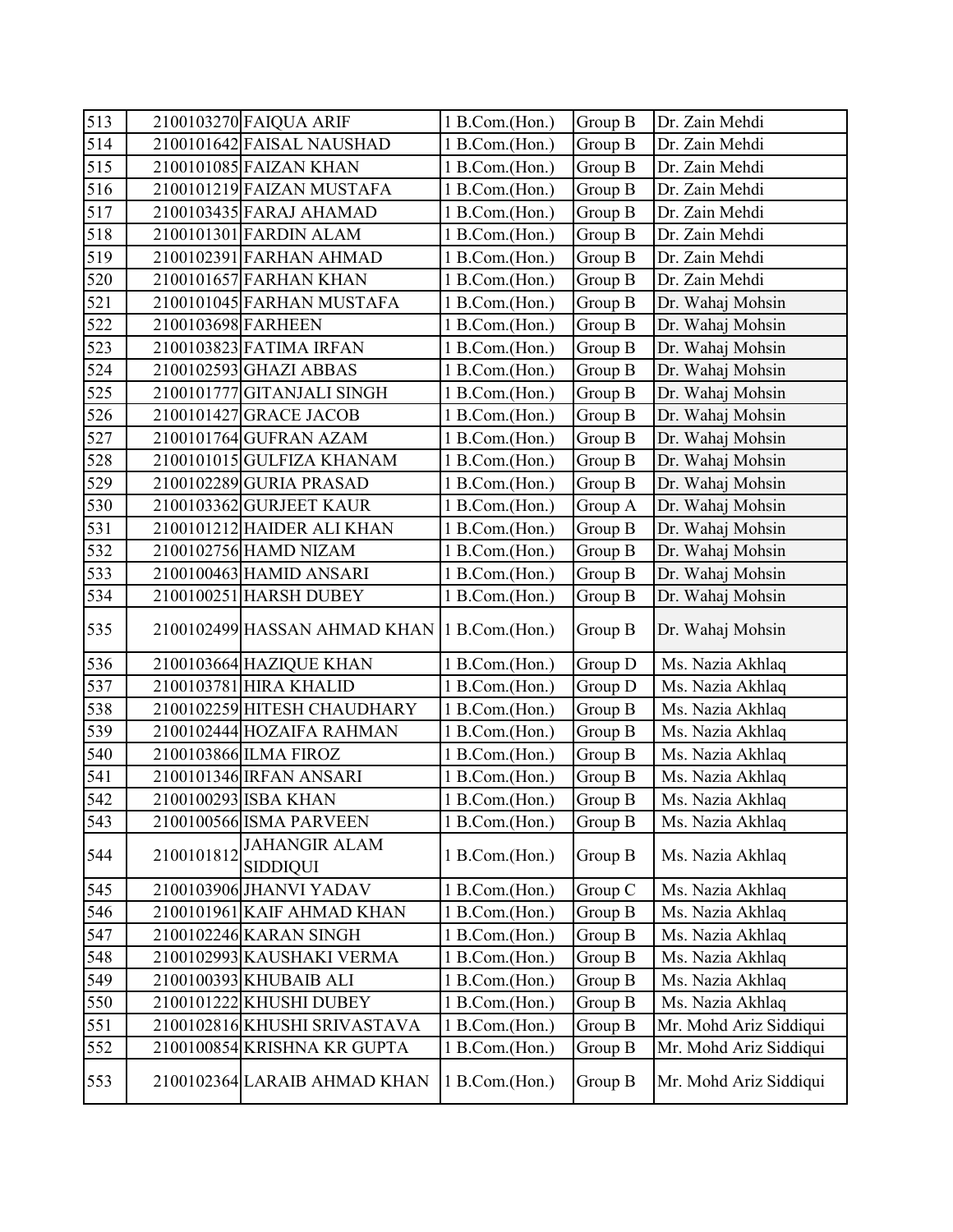| 513 | 2100103270 | FAIQUA ARIF | 1 B.Com.(Hon.) | Group B | Dr. Zain Mehdi |
|---|---|---|---|---|---|
| 514 | 2100101642 | FAISAL NAUSHAD | 1 B.Com.(Hon.) | Group B | Dr. Zain Mehdi |
| 515 | 2100101085 | FAIZAN KHAN | 1 B.Com.(Hon.) | Group B | Dr. Zain Mehdi |
| 516 | 2100101219 | FAIZAN MUSTAFA | 1 B.Com.(Hon.) | Group B | Dr. Zain Mehdi |
| 517 | 2100103435 | FARAJ AHAMAD | 1 B.Com.(Hon.) | Group B | Dr. Zain Mehdi |
| 518 | 2100101301 | FARDIN ALAM | 1 B.Com.(Hon.) | Group B | Dr. Zain Mehdi |
| 519 | 2100102391 | FARHAN AHMAD | 1 B.Com.(Hon.) | Group B | Dr. Zain Mehdi |
| 520 | 2100101657 | FARHAN KHAN | 1 B.Com.(Hon.) | Group B | Dr. Zain Mehdi |
| 521 | 2100101045 | FARHAN MUSTAFA | 1 B.Com.(Hon.) | Group B | Dr. Wahaj Mohsin |
| 522 | 2100103698 | FARHEEN | 1 B.Com.(Hon.) | Group B | Dr. Wahaj Mohsin |
| 523 | 2100103823 | FATIMA IRFAN | 1 B.Com.(Hon.) | Group B | Dr. Wahaj Mohsin |
| 524 | 2100102593 | GHAZI ABBAS | 1 B.Com.(Hon.) | Group B | Dr. Wahaj Mohsin |
| 525 | 2100101777 | GITANJALI SINGH | 1 B.Com.(Hon.) | Group B | Dr. Wahaj Mohsin |
| 526 | 2100101427 | GRACE JACOB | 1 B.Com.(Hon.) | Group B | Dr. Wahaj Mohsin |
| 527 | 2100101764 | GUFRAN AZAM | 1 B.Com.(Hon.) | Group B | Dr. Wahaj Mohsin |
| 528 | 2100101015 | GULFIZA KHANAM | 1 B.Com.(Hon.) | Group B | Dr. Wahaj Mohsin |
| 529 | 2100102289 | GURIA PRASAD | 1 B.Com.(Hon.) | Group B | Dr. Wahaj Mohsin |
| 530 | 2100103362 | GURJEET KAUR | 1 B.Com.(Hon.) | Group A | Dr. Wahaj Mohsin |
| 531 | 2100101212 | HAIDER ALI KHAN | 1 B.Com.(Hon.) | Group B | Dr. Wahaj Mohsin |
| 532 | 2100102756 | HAMD NIZAM | 1 B.Com.(Hon.) | Group B | Dr. Wahaj Mohsin |
| 533 | 2100100463 | HAMID ANSARI | 1 B.Com.(Hon.) | Group B | Dr. Wahaj Mohsin |
| 534 | 2100100251 | HARSH DUBEY | 1 B.Com.(Hon.) | Group B | Dr. Wahaj Mohsin |
| 535 | 2100102499 | HASSAN AHMAD KHAN | 1 B.Com.(Hon.) | Group B | Dr. Wahaj Mohsin |
| 536 | 2100103664 | HAZIQUE KHAN | 1 B.Com.(Hon.) | Group D | Ms. Nazia Akhlaq |
| 537 | 2100103781 | HIRA KHALID | 1 B.Com.(Hon.) | Group D | Ms. Nazia Akhlaq |
| 538 | 2100102259 | HITESH CHAUDHARY | 1 B.Com.(Hon.) | Group B | Ms. Nazia Akhlaq |
| 539 | 2100102444 | HOZAIFA RAHMAN | 1 B.Com.(Hon.) | Group B | Ms. Nazia Akhlaq |
| 540 | 2100103866 | ILMA FIROZ | 1 B.Com.(Hon.) | Group B | Ms. Nazia Akhlaq |
| 541 | 2100101346 | IRFAN ANSARI | 1 B.Com.(Hon.) | Group B | Ms. Nazia Akhlaq |
| 542 | 2100100293 | ISBA KHAN | 1 B.Com.(Hon.) | Group B | Ms. Nazia Akhlaq |
| 543 | 2100100566 | ISMA PARVEEN | 1 B.Com.(Hon.) | Group B | Ms. Nazia Akhlaq |
| 544 | 2100101812 | JAHANGIR ALAM SIDDIQUI | 1 B.Com.(Hon.) | Group B | Ms. Nazia Akhlaq |
| 545 | 2100103906 | JHANVI YADAV | 1 B.Com.(Hon.) | Group C | Ms. Nazia Akhlaq |
| 546 | 2100101961 | KAIF AHMAD KHAN | 1 B.Com.(Hon.) | Group B | Ms. Nazia Akhlaq |
| 547 | 2100102246 | KARAN SINGH | 1 B.Com.(Hon.) | Group B | Ms. Nazia Akhlaq |
| 548 | 2100102993 | KAUSHAKI VERMA | 1 B.Com.(Hon.) | Group B | Ms. Nazia Akhlaq |
| 549 | 2100100393 | KHUBAIB ALI | 1 B.Com.(Hon.) | Group B | Ms. Nazia Akhlaq |
| 550 | 2100101222 | KHUSHI DUBEY | 1 B.Com.(Hon.) | Group B | Ms. Nazia Akhlaq |
| 551 | 2100102816 | KHUSHI SRIVASTAVA | 1 B.Com.(Hon.) | Group B | Mr. Mohd Ariz Siddiqui |
| 552 | 2100100854 | KRISHNA KR GUPTA | 1 B.Com.(Hon.) | Group B | Mr. Mohd Ariz Siddiqui |
| 553 | 2100102364 | LARAIB AHMAD KHAN | 1 B.Com.(Hon.) | Group B | Mr. Mohd Ariz Siddiqui |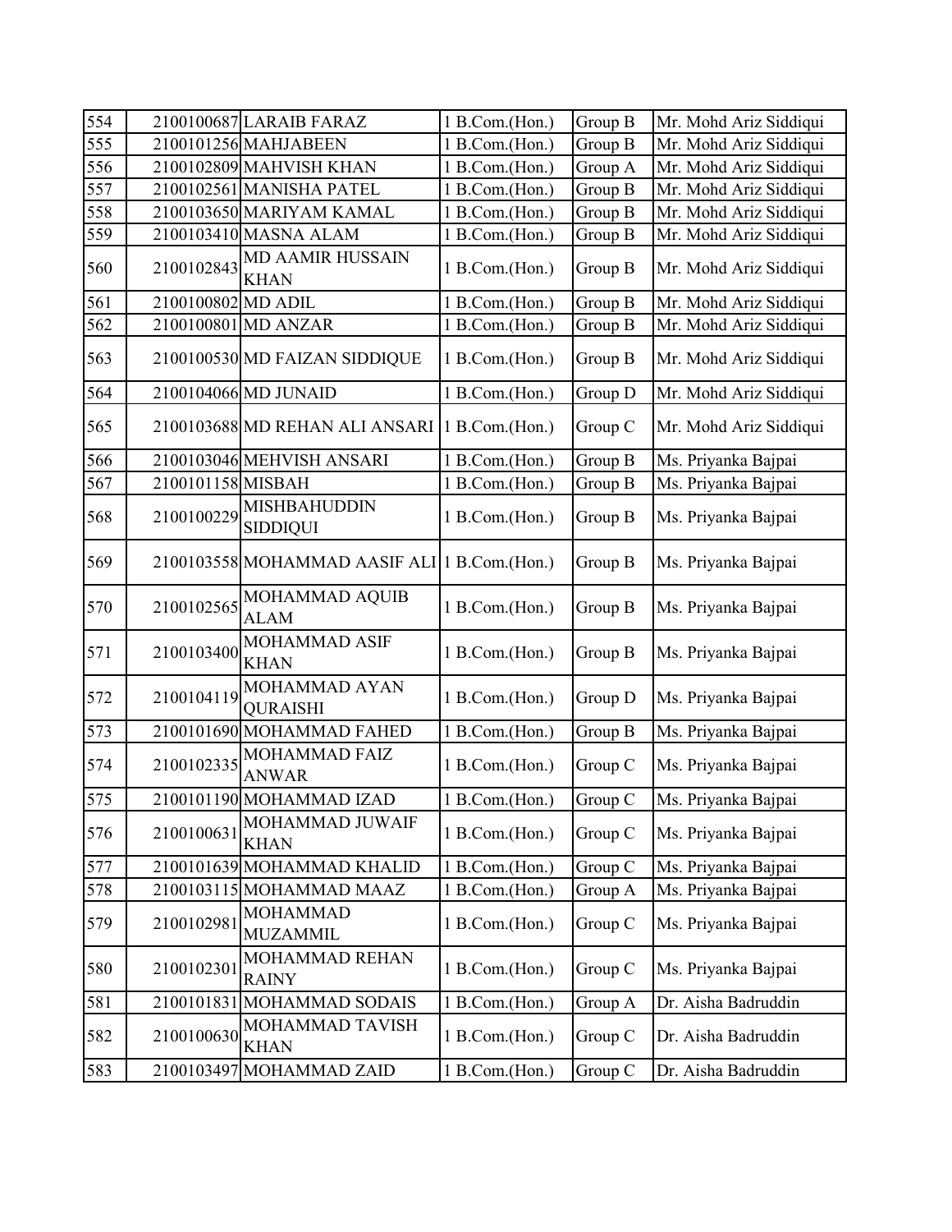| 554 | 2100100687 | LARAIB FARAZ | 1 B.Com.(Hon.) | Group B | Mr. Mohd Ariz Siddiqui |
|---|---|---|---|---|---|
| 555 | 2100101256 | MAHJABEEN | 1 B.Com.(Hon.) | Group B | Mr. Mohd Ariz Siddiqui |
| 556 | 2100102809 | MAHVISH KHAN | 1 B.Com.(Hon.) | Group A | Mr. Mohd Ariz Siddiqui |
| 557 | 2100102561 | MANISHA PATEL | 1 B.Com.(Hon.) | Group B | Mr. Mohd Ariz Siddiqui |
| 558 | 2100103650 | MARIYAM KAMAL | 1 B.Com.(Hon.) | Group B | Mr. Mohd Ariz Siddiqui |
| 559 | 2100103410 | MASNA ALAM | 1 B.Com.(Hon.) | Group B | Mr. Mohd Ariz Siddiqui |
| 560 | 2100102843 | MD AAMIR HUSSAIN KHAN | 1 B.Com.(Hon.) | Group B | Mr. Mohd Ariz Siddiqui |
| 561 | 2100100802 | MD ADIL | 1 B.Com.(Hon.) | Group B | Mr. Mohd Ariz Siddiqui |
| 562 | 2100100801 | MD ANZAR | 1 B.Com.(Hon.) | Group B | Mr. Mohd Ariz Siddiqui |
| 563 | 2100100530 | MD FAIZAN SIDDIQUE | 1 B.Com.(Hon.) | Group B | Mr. Mohd Ariz Siddiqui |
| 564 | 2100104066 | MD JUNAID | 1 B.Com.(Hon.) | Group D | Mr. Mohd Ariz Siddiqui |
| 565 | 2100103688 | MD REHAN ALI ANSARI | 1 B.Com.(Hon.) | Group C | Mr. Mohd Ariz Siddiqui |
| 566 | 2100103046 | MEHVISH ANSARI | 1 B.Com.(Hon.) | Group B | Ms. Priyanka Bajpai |
| 567 | 2100101158 | MISBAH | 1 B.Com.(Hon.) | Group B | Ms. Priyanka Bajpai |
| 568 | 2100100229 | MISHBAHUDDIN SIDDIQUI | 1 B.Com.(Hon.) | Group B | Ms. Priyanka Bajpai |
| 569 | 2100103558 | MOHAMMAD AASIF ALI | 1 B.Com.(Hon.) | Group B | Ms. Priyanka Bajpai |
| 570 | 2100102565 | MOHAMMAD AQUIB ALAM | 1 B.Com.(Hon.) | Group B | Ms. Priyanka Bajpai |
| 571 | 2100103400 | MOHAMMAD ASIF KHAN | 1 B.Com.(Hon.) | Group B | Ms. Priyanka Bajpai |
| 572 | 2100104119 | MOHAMMAD AYAN QURAISHI | 1 B.Com.(Hon.) | Group D | Ms. Priyanka Bajpai |
| 573 | 2100101690 | MOHAMMAD FAHED | 1 B.Com.(Hon.) | Group B | Ms. Priyanka Bajpai |
| 574 | 2100102335 | MOHAMMAD FAIZ ANWAR | 1 B.Com.(Hon.) | Group C | Ms. Priyanka Bajpai |
| 575 | 2100101190 | MOHAMMAD IZAD | 1 B.Com.(Hon.) | Group C | Ms. Priyanka Bajpai |
| 576 | 2100100631 | MOHAMMAD JUWAIF KHAN | 1 B.Com.(Hon.) | Group C | Ms. Priyanka Bajpai |
| 577 | 2100101639 | MOHAMMAD KHALID | 1 B.Com.(Hon.) | Group C | Ms. Priyanka Bajpai |
| 578 | 2100103115 | MOHAMMAD MAAZ | 1 B.Com.(Hon.) | Group A | Ms. Priyanka Bajpai |
| 579 | 2100102981 | MOHAMMAD MUZAMMIL | 1 B.Com.(Hon.) | Group C | Ms. Priyanka Bajpai |
| 580 | 2100102301 | MOHAMMAD REHAN RAINY | 1 B.Com.(Hon.) | Group C | Ms. Priyanka Bajpai |
| 581 | 2100101831 | MOHAMMAD SODAIS | 1 B.Com.(Hon.) | Group A | Dr. Aisha Badruddin |
| 582 | 2100100630 | MOHAMMAD TAVISH KHAN | 1 B.Com.(Hon.) | Group C | Dr. Aisha Badruddin |
| 583 | 2100103497 | MOHAMMAD ZAID | 1 B.Com.(Hon.) | Group C | Dr. Aisha Badruddin |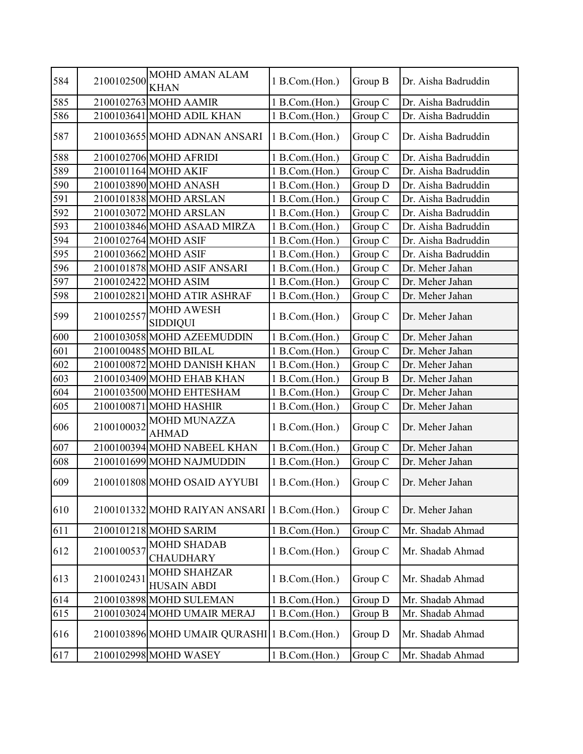| 584 | 2100102500 | MOHD AMAN ALAM KHAN | 1 B.Com.(Hon.) | Group B | Dr. Aisha Badruddin |
|---|---|---|---|---|---|
| 585 | 2100102763 | MOHD AAMIR | 1 B.Com.(Hon.) | Group C | Dr. Aisha Badruddin |
| 586 | 2100103641 | MOHD ADIL KHAN | 1 B.Com.(Hon.) | Group C | Dr. Aisha Badruddin |
| 587 | 2100103655 | MOHD ADNAN ANSARI | 1 B.Com.(Hon.) | Group C | Dr. Aisha Badruddin |
| 588 | 2100102706 | MOHD AFRIDI | 1 B.Com.(Hon.) | Group C | Dr. Aisha Badruddin |
| 589 | 2100101164 | MOHD AKIF | 1 B.Com.(Hon.) | Group C | Dr. Aisha Badruddin |
| 590 | 2100103890 | MOHD ANASH | 1 B.Com.(Hon.) | Group D | Dr. Aisha Badruddin |
| 591 | 2100101838 | MOHD ARSLAN | 1 B.Com.(Hon.) | Group C | Dr. Aisha Badruddin |
| 592 | 2100103072 | MOHD ARSLAN | 1 B.Com.(Hon.) | Group C | Dr. Aisha Badruddin |
| 593 | 2100103846 | MOHD ASAAD MIRZA | 1 B.Com.(Hon.) | Group C | Dr. Aisha Badruddin |
| 594 | 2100102764 | MOHD ASIF | 1 B.Com.(Hon.) | Group C | Dr. Aisha Badruddin |
| 595 | 2100103662 | MOHD ASIF | 1 B.Com.(Hon.) | Group C | Dr. Aisha Badruddin |
| 596 | 2100101878 | MOHD ASIF ANSARI | 1 B.Com.(Hon.) | Group C | Dr. Meher Jahan |
| 597 | 2100102422 | MOHD ASIM | 1 B.Com.(Hon.) | Group C | Dr. Meher Jahan |
| 598 | 2100102821 | MOHD ATIR ASHRAF | 1 B.Com.(Hon.) | Group C | Dr. Meher Jahan |
| 599 | 2100102557 | MOHD AWESH SIDDIQUI | 1 B.Com.(Hon.) | Group C | Dr. Meher Jahan |
| 600 | 2100103058 | MOHD AZEEMUDDIN | 1 B.Com.(Hon.) | Group C | Dr. Meher Jahan |
| 601 | 2100100485 | MOHD BILAL | 1 B.Com.(Hon.) | Group C | Dr. Meher Jahan |
| 602 | 2100100872 | MOHD DANISH KHAN | 1 B.Com.(Hon.) | Group C | Dr. Meher Jahan |
| 603 | 2100103409 | MOHD EHAB KHAN | 1 B.Com.(Hon.) | Group B | Dr. Meher Jahan |
| 604 | 2100103500 | MOHD EHTESHAM | 1 B.Com.(Hon.) | Group C | Dr. Meher Jahan |
| 605 | 2100100871 | MOHD HASHIR | 1 B.Com.(Hon.) | Group C | Dr. Meher Jahan |
| 606 | 2100100032 | MOHD MUNAZZA AHMAD | 1 B.Com.(Hon.) | Group C | Dr. Meher Jahan |
| 607 | 2100100394 | MOHD NABEEL KHAN | 1 B.Com.(Hon.) | Group C | Dr. Meher Jahan |
| 608 | 2100101699 | MOHD NAJMUDDIN | 1 B.Com.(Hon.) | Group C | Dr. Meher Jahan |
| 609 | 2100101808 | MOHD OSAID AYYUBI | 1 B.Com.(Hon.) | Group C | Dr. Meher Jahan |
| 610 | 2100101332 | MOHD RAIYAN ANSARI | 1 B.Com.(Hon.) | Group C | Dr. Meher Jahan |
| 611 | 2100101218 | MOHD SARIM | 1 B.Com.(Hon.) | Group C | Mr. Shadab Ahmad |
| 612 | 2100100537 | MOHD SHADAB CHAUDHARY | 1 B.Com.(Hon.) | Group C | Mr. Shadab Ahmad |
| 613 | 2100102431 | MOHD SHAHZAR HUSAIN ABDI | 1 B.Com.(Hon.) | Group C | Mr. Shadab Ahmad |
| 614 | 2100103898 | MOHD SULEMAN | 1 B.Com.(Hon.) | Group D | Mr. Shadab Ahmad |
| 615 | 2100103024 | MOHD UMAIR MERAJ | 1 B.Com.(Hon.) | Group B | Mr. Shadab Ahmad |
| 616 | 2100103896 | MOHD UMAIR QURASHI | 1 B.Com.(Hon.) | Group D | Mr. Shadab Ahmad |
| 617 | 2100102998 | MOHD WASEY | 1 B.Com.(Hon.) | Group C | Mr. Shadab Ahmad |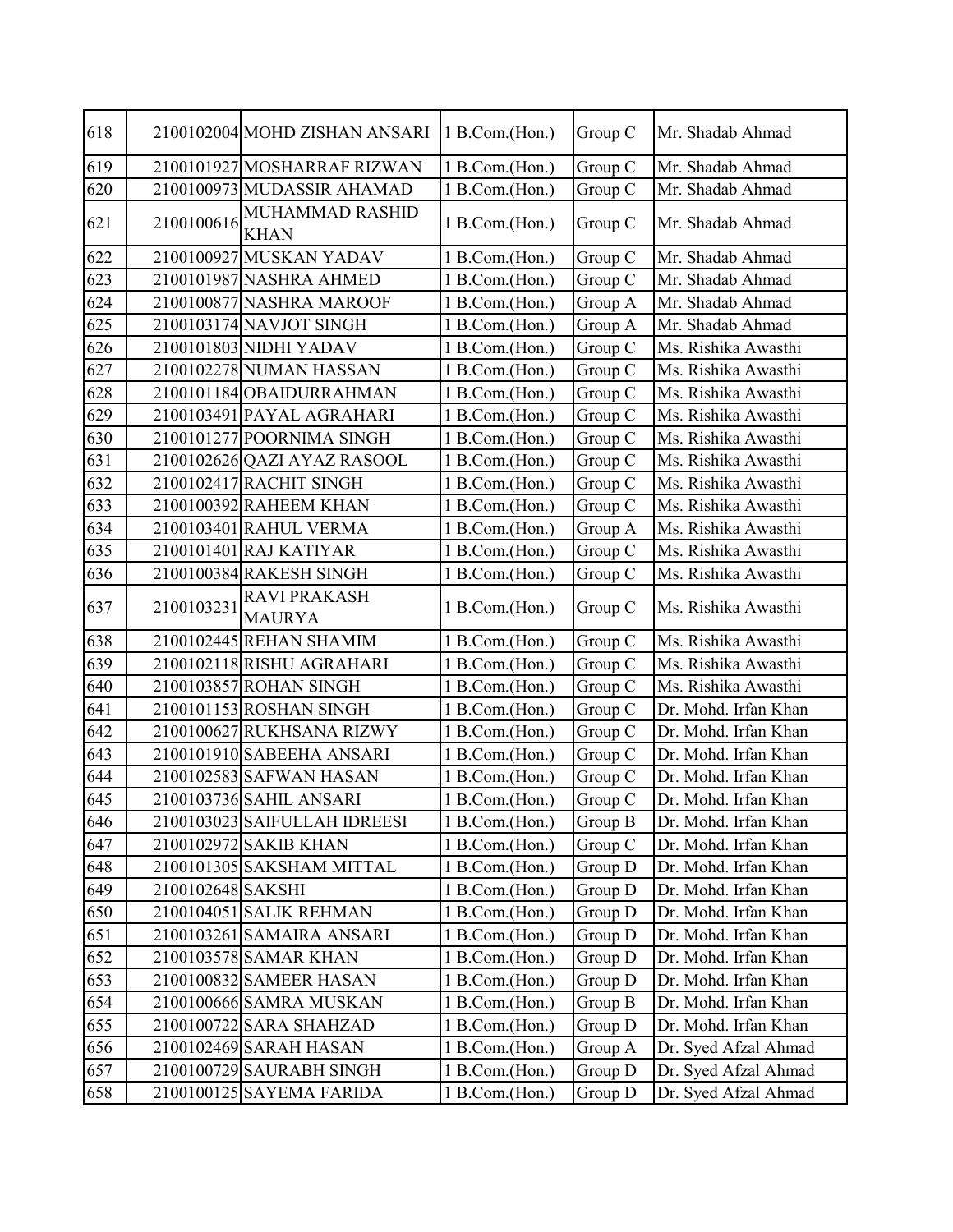| 618 | 2100102004 | MOHD ZISHAN ANSARI | 1 B.Com.(Hon.) | Group C | Mr. Shadab Ahmad |
|---|---|---|---|---|---|
| 619 | 2100101927 | MOSHARRAF RIZWAN | 1 B.Com.(Hon.) | Group C | Mr. Shadab Ahmad |
| 620 | 2100100973 | MUDASSIR AHAMAD | 1 B.Com.(Hon.) | Group C | Mr. Shadab Ahmad |
| 621 | 2100100616 | MUHAMMAD RASHID KHAN | 1 B.Com.(Hon.) | Group C | Mr. Shadab Ahmad |
| 622 | 2100100927 | MUSKAN YADAV | 1 B.Com.(Hon.) | Group C | Mr. Shadab Ahmad |
| 623 | 2100101987 | NASHRA AHMED | 1 B.Com.(Hon.) | Group C | Mr. Shadab Ahmad |
| 624 | 2100100877 | NASHRA MAROOF | 1 B.Com.(Hon.) | Group A | Mr. Shadab Ahmad |
| 625 | 2100103174 | NAVJOT SINGH | 1 B.Com.(Hon.) | Group A | Mr. Shadab Ahmad |
| 626 | 2100101803 | NIDHI YADAV | 1 B.Com.(Hon.) | Group C | Ms. Rishika Awasthi |
| 627 | 2100102278 | NUMAN HASSAN | 1 B.Com.(Hon.) | Group C | Ms. Rishika Awasthi |
| 628 | 2100101184 | OBAIDURRAHMAN | 1 B.Com.(Hon.) | Group C | Ms. Rishika Awasthi |
| 629 | 2100103491 | PAYAL AGRAHARI | 1 B.Com.(Hon.) | Group C | Ms. Rishika Awasthi |
| 630 | 2100101277 | POORNIMA SINGH | 1 B.Com.(Hon.) | Group C | Ms. Rishika Awasthi |
| 631 | 2100102626 | QAZI AYAZ RASOOL | 1 B.Com.(Hon.) | Group C | Ms. Rishika Awasthi |
| 632 | 2100102417 | RACHIT SINGH | 1 B.Com.(Hon.) | Group C | Ms. Rishika Awasthi |
| 633 | 2100100392 | RAHEEM KHAN | 1 B.Com.(Hon.) | Group C | Ms. Rishika Awasthi |
| 634 | 2100103401 | RAHUL VERMA | 1 B.Com.(Hon.) | Group A | Ms. Rishika Awasthi |
| 635 | 2100101401 | RAJ KATIYAR | 1 B.Com.(Hon.) | Group C | Ms. Rishika Awasthi |
| 636 | 2100100384 | RAKESH SINGH | 1 B.Com.(Hon.) | Group C | Ms. Rishika Awasthi |
| 637 | 2100103231 | RAVI PRAKASH MAURYA | 1 B.Com.(Hon.) | Group C | Ms. Rishika Awasthi |
| 638 | 2100102445 | REHAN SHAMIM | 1 B.Com.(Hon.) | Group C | Ms. Rishika Awasthi |
| 639 | 2100102118 | RISHU AGRAHARI | 1 B.Com.(Hon.) | Group C | Ms. Rishika Awasthi |
| 640 | 2100103857 | ROHAN SINGH | 1 B.Com.(Hon.) | Group C | Ms. Rishika Awasthi |
| 641 | 2100101153 | ROSHAN SINGH | 1 B.Com.(Hon.) | Group C | Dr. Mohd. Irfan Khan |
| 642 | 2100100627 | RUKHSANA RIZWY | 1 B.Com.(Hon.) | Group C | Dr. Mohd. Irfan Khan |
| 643 | 2100101910 | SABEEHA ANSARI | 1 B.Com.(Hon.) | Group C | Dr. Mohd. Irfan Khan |
| 644 | 2100102583 | SAFWAN HASAN | 1 B.Com.(Hon.) | Group C | Dr. Mohd. Irfan Khan |
| 645 | 2100103736 | SAHIL ANSARI | 1 B.Com.(Hon.) | Group C | Dr. Mohd. Irfan Khan |
| 646 | 2100103023 | SAIFULLAH IDREESI | 1 B.Com.(Hon.) | Group B | Dr. Mohd. Irfan Khan |
| 647 | 2100102972 | SAKIB KHAN | 1 B.Com.(Hon.) | Group C | Dr. Mohd. Irfan Khan |
| 648 | 2100101305 | SAKSHAM MITTAL | 1 B.Com.(Hon.) | Group D | Dr. Mohd. Irfan Khan |
| 649 | 2100102648 | SAKSHI | 1 B.Com.(Hon.) | Group D | Dr. Mohd. Irfan Khan |
| 650 | 2100104051 | SALIK REHMAN | 1 B.Com.(Hon.) | Group D | Dr. Mohd. Irfan Khan |
| 651 | 2100103261 | SAMAIRA ANSARI | 1 B.Com.(Hon.) | Group D | Dr. Mohd. Irfan Khan |
| 652 | 2100103578 | SAMAR KHAN | 1 B.Com.(Hon.) | Group D | Dr. Mohd. Irfan Khan |
| 653 | 2100100832 | SAMEER HASAN | 1 B.Com.(Hon.) | Group D | Dr. Mohd. Irfan Khan |
| 654 | 2100100666 | SAMRA MUSKAN | 1 B.Com.(Hon.) | Group B | Dr. Mohd. Irfan Khan |
| 655 | 2100100722 | SARA SHAHZAD | 1 B.Com.(Hon.) | Group D | Dr. Mohd. Irfan Khan |
| 656 | 2100102469 | SARAH HASAN | 1 B.Com.(Hon.) | Group A | Dr. Syed Afzal Ahmad |
| 657 | 2100100729 | SAURABH SINGH | 1 B.Com.(Hon.) | Group D | Dr. Syed Afzal Ahmad |
| 658 | 2100100125 | SAYEMA FARIDA | 1 B.Com.(Hon.) | Group D | Dr. Syed Afzal Ahmad |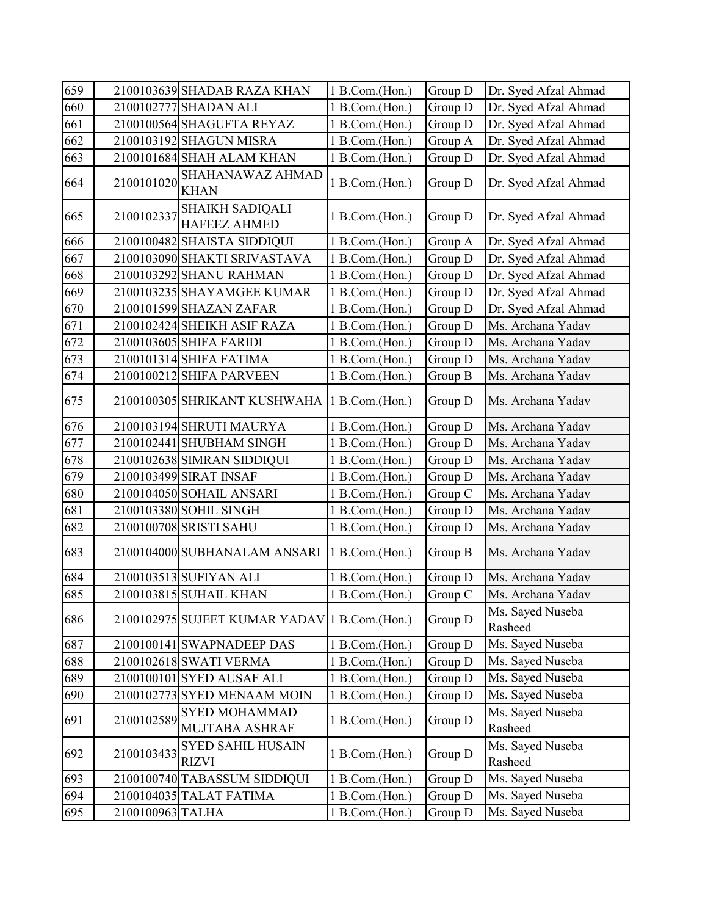| 659 | 2100103639 | SHADAB RAZA KHAN | 1 B.Com.(Hon.) | Group D | Dr. Syed Afzal Ahmad |
|---|---|---|---|---|---|
| 660 | 2100102777 | SHADAN ALI | 1 B.Com.(Hon.) | Group D | Dr. Syed Afzal Ahmad |
| 661 | 2100100564 | SHAGUFTA REYAZ | 1 B.Com.(Hon.) | Group D | Dr. Syed Afzal Ahmad |
| 662 | 2100103192 | SHAGUN MISRA | 1 B.Com.(Hon.) | Group A | Dr. Syed Afzal Ahmad |
| 663 | 2100101684 | SHAH ALAM KHAN | 1 B.Com.(Hon.) | Group D | Dr. Syed Afzal Ahmad |
| 664 | 2100101020 | SHAHANAWAZ AHMAD KHAN | 1 B.Com.(Hon.) | Group D | Dr. Syed Afzal Ahmad |
| 665 | 2100102337 | SHAIKH SADIQALI HAFEEZ AHMED | 1 B.Com.(Hon.) | Group D | Dr. Syed Afzal Ahmad |
| 666 | 2100100482 | SHAISTA SIDDIQUI | 1 B.Com.(Hon.) | Group A | Dr. Syed Afzal Ahmad |
| 667 | 2100103090 | SHAKTI SRIVASTAVA | 1 B.Com.(Hon.) | Group D | Dr. Syed Afzal Ahmad |
| 668 | 2100103292 | SHANU RAHMAN | 1 B.Com.(Hon.) | Group D | Dr. Syed Afzal Ahmad |
| 669 | 2100103235 | SHAYAMGEE KUMAR | 1 B.Com.(Hon.) | Group D | Dr. Syed Afzal Ahmad |
| 670 | 2100101599 | SHAZAN ZAFAR | 1 B.Com.(Hon.) | Group D | Dr. Syed Afzal Ahmad |
| 671 | 2100102424 | SHEIKH ASIF RAZA | 1 B.Com.(Hon.) | Group D | Ms. Archana Yadav |
| 672 | 2100103605 | SHIFA FARIDI | 1 B.Com.(Hon.) | Group D | Ms. Archana Yadav |
| 673 | 2100101314 | SHIFA FATIMA | 1 B.Com.(Hon.) | Group D | Ms. Archana Yadav |
| 674 | 2100100212 | SHIFA PARVEEN | 1 B.Com.(Hon.) | Group B | Ms. Archana Yadav |
| 675 | 2100100305 | SHRIKANT KUSHWAHA | 1 B.Com.(Hon.) | Group D | Ms. Archana Yadav |
| 676 | 2100103194 | SHRUTI MAURYA | 1 B.Com.(Hon.) | Group D | Ms. Archana Yadav |
| 677 | 2100102441 | SHUBHAM SINGH | 1 B.Com.(Hon.) | Group D | Ms. Archana Yadav |
| 678 | 2100102638 | SIMRAN SIDDIQUI | 1 B.Com.(Hon.) | Group D | Ms. Archana Yadav |
| 679 | 2100103499 | SIRAT INSAF | 1 B.Com.(Hon.) | Group D | Ms. Archana Yadav |
| 680 | 2100104050 | SOHAIL ANSARI | 1 B.Com.(Hon.) | Group C | Ms. Archana Yadav |
| 681 | 2100103380 | SOHIL SINGH | 1 B.Com.(Hon.) | Group D | Ms. Archana Yadav |
| 682 | 2100100708 | SRISTI SAHU | 1 B.Com.(Hon.) | Group D | Ms. Archana Yadav |
| 683 | 2100104000 | SUBHANALAM ANSARI | 1 B.Com.(Hon.) | Group B | Ms. Archana Yadav |
| 684 | 2100103513 | SUFIYAN ALI | 1 B.Com.(Hon.) | Group D | Ms. Archana Yadav |
| 685 | 2100103815 | SUHAIL KHAN | 1 B.Com.(Hon.) | Group C | Ms. Archana Yadav |
| 686 | 2100102975 | SUJEET KUMAR YADAV | 1 B.Com.(Hon.) | Group D | Ms. Sayed Nuseba Rasheed |
| 687 | 2100100141 | SWAPNADEEP DAS | 1 B.Com.(Hon.) | Group D | Ms. Sayed Nuseba |
| 688 | 2100102618 | SWATI VERMA | 1 B.Com.(Hon.) | Group D | Ms. Sayed Nuseba |
| 689 | 2100100101 | SYED AUSAF ALI | 1 B.Com.(Hon.) | Group D | Ms. Sayed Nuseba |
| 690 | 2100102773 | SYED MENAAM MOIN | 1 B.Com.(Hon.) | Group D | Ms. Sayed Nuseba |
| 691 | 2100102589 | SYED MOHAMMAD MUJTABA ASHRAF | 1 B.Com.(Hon.) | Group D | Ms. Sayed Nuseba Rasheed |
| 692 | 2100103433 | SYED SAHIL HUSAIN RIZVI | 1 B.Com.(Hon.) | Group D | Ms. Sayed Nuseba Rasheed |
| 693 | 2100100740 | TABASSUM SIDDIQUI | 1 B.Com.(Hon.) | Group D | Ms. Sayed Nuseba |
| 694 | 2100104035 | TALAT FATIMA | 1 B.Com.(Hon.) | Group D | Ms. Sayed Nuseba |
| 695 | 2100100963 | TALHA | 1 B.Com.(Hon.) | Group D | Ms. Sayed Nuseba |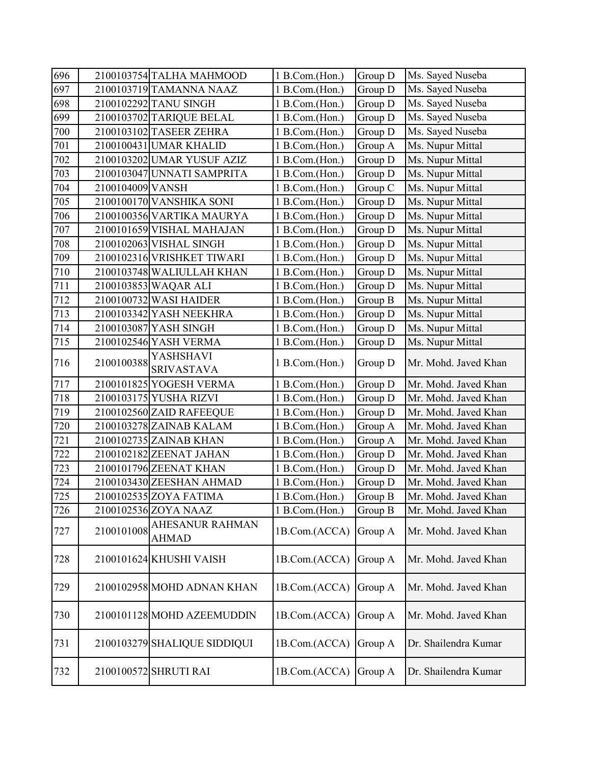| | | | | | |
|---|---|---|---|---|---|
| 696 | 2100103754 | TALHA MAHMOOD | 1 B.Com.(Hon.) | Group D | Ms. Sayed Nuseba |
| 697 | 2100103719 | TAMANNA NAAZ | 1 B.Com.(Hon.) | Group D | Ms. Sayed Nuseba |
| 698 | 2100102292 | TANU SINGH | 1 B.Com.(Hon.) | Group D | Ms. Sayed Nuseba |
| 699 | 2100103702 | TARIQUE BELAL | 1 B.Com.(Hon.) | Group D | Ms. Sayed Nuseba |
| 700 | 2100103102 | TASEER ZEHRA | 1 B.Com.(Hon.) | Group D | Ms. Sayed Nuseba |
| 701 | 2100100431 | UMAR KHALID | 1 B.Com.(Hon.) | Group A | Ms. Nupur Mittal |
| 702 | 2100103202 | UMAR YUSUF AZIZ | 1 B.Com.(Hon.) | Group D | Ms. Nupur Mittal |
| 703 | 2100103047 | UNNATI SAMPRITA | 1 B.Com.(Hon.) | Group D | Ms. Nupur Mittal |
| 704 | 2100104009 | VANSH | 1 B.Com.(Hon.) | Group C | Ms. Nupur Mittal |
| 705 | 2100100170 | VANSHIKA SONI | 1 B.Com.(Hon.) | Group D | Ms. Nupur Mittal |
| 706 | 2100100356 | VARTIKA MAURYA | 1 B.Com.(Hon.) | Group D | Ms. Nupur Mittal |
| 707 | 2100101659 | VISHAL MAHAJAN | 1 B.Com.(Hon.) | Group D | Ms. Nupur Mittal |
| 708 | 2100102063 | VISHAL SINGH | 1 B.Com.(Hon.) | Group D | Ms. Nupur Mittal |
| 709 | 2100102316 | VRISHKET TIWARI | 1 B.Com.(Hon.) | Group D | Ms. Nupur Mittal |
| 710 | 2100103748 | WALIULLAH KHAN | 1 B.Com.(Hon.) | Group D | Ms. Nupur Mittal |
| 711 | 2100103853 | WAQAR ALI | 1 B.Com.(Hon.) | Group D | Ms. Nupur Mittal |
| 712 | 2100100732 | WASI HAIDER | 1 B.Com.(Hon.) | Group B | Ms. Nupur Mittal |
| 713 | 2100103342 | YASH NEEKHRA | 1 B.Com.(Hon.) | Group D | Ms. Nupur Mittal |
| 714 | 2100103087 | YASH SINGH | 1 B.Com.(Hon.) | Group D | Ms. Nupur Mittal |
| 715 | 2100102546 | YASH VERMA | 1 B.Com.(Hon.) | Group D | Ms. Nupur Mittal |
| 716 | 2100100388 | YASHSHAVI SRIVASTAVA | 1 B.Com.(Hon.) | Group D | Mr. Mohd. Javed Khan |
| 717 | 2100101825 | YOGESH VERMA | 1 B.Com.(Hon.) | Group D | Mr. Mohd. Javed Khan |
| 718 | 2100103175 | YUSHA RIZVI | 1 B.Com.(Hon.) | Group D | Mr. Mohd. Javed Khan |
| 719 | 2100102560 | ZAID RAFEEQUE | 1 B.Com.(Hon.) | Group D | Mr. Mohd. Javed Khan |
| 720 | 2100103278 | ZAINAB KALAM | 1 B.Com.(Hon.) | Group A | Mr. Mohd. Javed Khan |
| 721 | 2100102735 | ZAINAB KHAN | 1 B.Com.(Hon.) | Group A | Mr. Mohd. Javed Khan |
| 722 | 2100102182 | ZEENAT JAHAN | 1 B.Com.(Hon.) | Group D | Mr. Mohd. Javed Khan |
| 723 | 2100101796 | ZEENAT KHAN | 1 B.Com.(Hon.) | Group D | Mr. Mohd. Javed Khan |
| 724 | 2100103430 | ZEESHAN AHMAD | 1 B.Com.(Hon.) | Group D | Mr. Mohd. Javed Khan |
| 725 | 2100102535 | ZOYA FATIMA | 1 B.Com.(Hon.) | Group B | Mr. Mohd. Javed Khan |
| 726 | 2100102536 | ZOYA NAAZ | 1 B.Com.(Hon.) | Group B | Mr. Mohd. Javed Khan |
| 727 | 2100101008 | AHESANUR RAHMAN AHMAD | 1B.Com.(ACCA) | Group A | Mr. Mohd. Javed Khan |
| 728 | 2100101624 | KHUSHI VAISH | 1B.Com.(ACCA) | Group A | Mr. Mohd. Javed Khan |
| 729 | 2100102958 | MOHD ADNAN KHAN | 1B.Com.(ACCA) | Group A | Mr. Mohd. Javed Khan |
| 730 | 2100101128 | MOHD AZEEMUDDIN | 1B.Com.(ACCA) | Group A | Mr. Mohd. Javed Khan |
| 731 | 2100103279 | SHALIQUE SIDDIQUI | 1B.Com.(ACCA) | Group A | Dr. Shailendra Kumar |
| 732 | 2100100572 | SHRUTI RAI | 1B.Com.(ACCA) | Group A | Dr. Shailendra Kumar |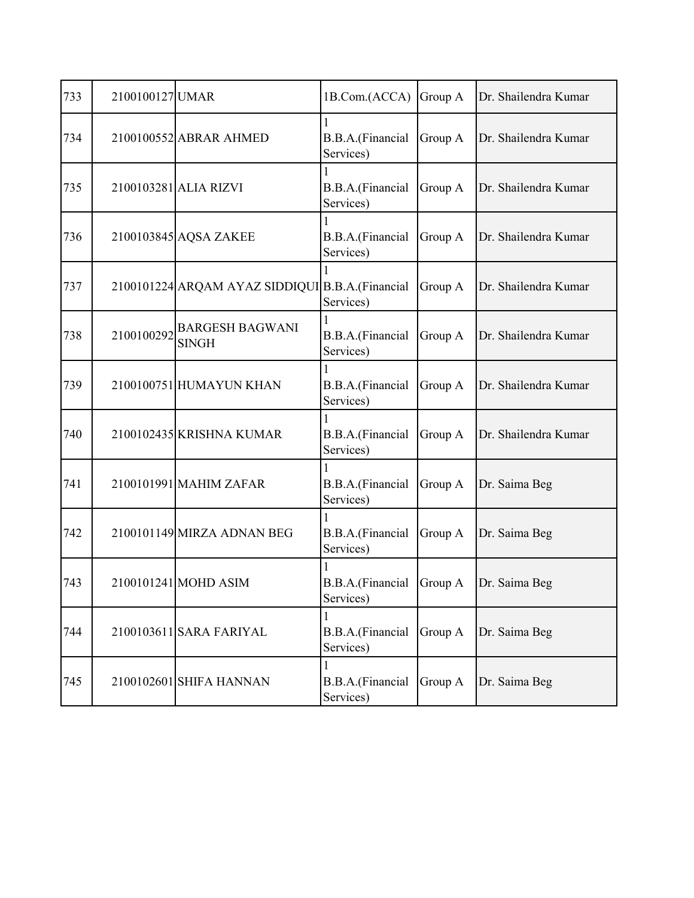| 733 | 2100100127 | UMAR | 1B.Com.(ACCA) | Group A | Dr. Shailendra Kumar |
|---|---|---|---|---|---|
| 734 | 2100100552 | ABRAR AHMED | 1 B.B.A.(Financial Services) | Group A | Dr. Shailendra Kumar |
| 735 | 2100103281 | ALIA RIZVI | 1 B.B.A.(Financial Services) | Group A | Dr. Shailendra Kumar |
| 736 | 2100103845 | AQSA ZAKEE | 1 B.B.A.(Financial Services) | Group A | Dr. Shailendra Kumar |
| 737 | 2100101224 | ARQAM AYAZ SIDDIQUI | 1 B.B.A.(Financial Services) | Group A | Dr. Shailendra Kumar |
| 738 | 2100100292 | BARGESH BAGWANI SINGH | 1 B.B.A.(Financial Services) | Group A | Dr. Shailendra Kumar |
| 739 | 2100100751 | HUMAYUN KHAN | 1 B.B.A.(Financial Services) | Group A | Dr. Shailendra Kumar |
| 740 | 2100102435 | KRISHNA KUMAR | 1 B.B.A.(Financial Services) | Group A | Dr. Shailendra Kumar |
| 741 | 2100101991 | MAHIM ZAFAR | 1 B.B.A.(Financial Services) | Group A | Dr. Saima Beg |
| 742 | 2100101149 | MIRZA ADNAN BEG | 1 B.B.A.(Financial Services) | Group A | Dr. Saima Beg |
| 743 | 2100101241 | MOHD ASIM | 1 B.B.A.(Financial Services) | Group A | Dr. Saima Beg |
| 744 | 2100103611 | SARA FARIYAL | 1 B.B.A.(Financial Services) | Group A | Dr. Saima Beg |
| 745 | 2100102601 | SHIFA HANNAN | 1 B.B.A.(Financial Services) | Group A | Dr. Saima Beg |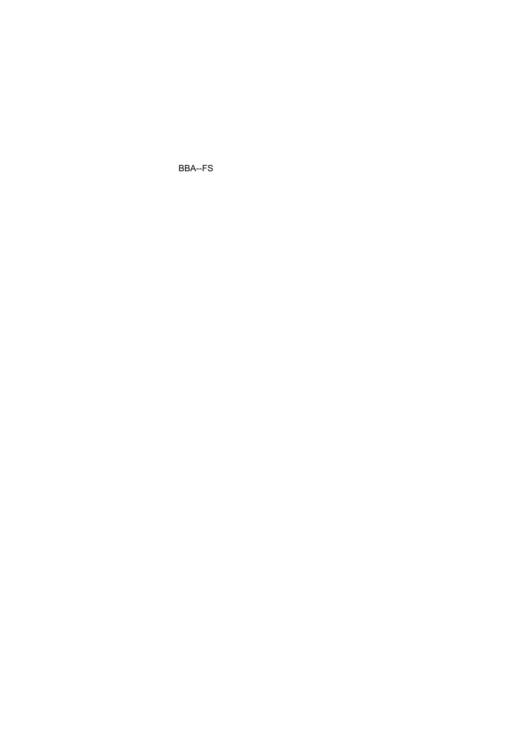BBA--FS